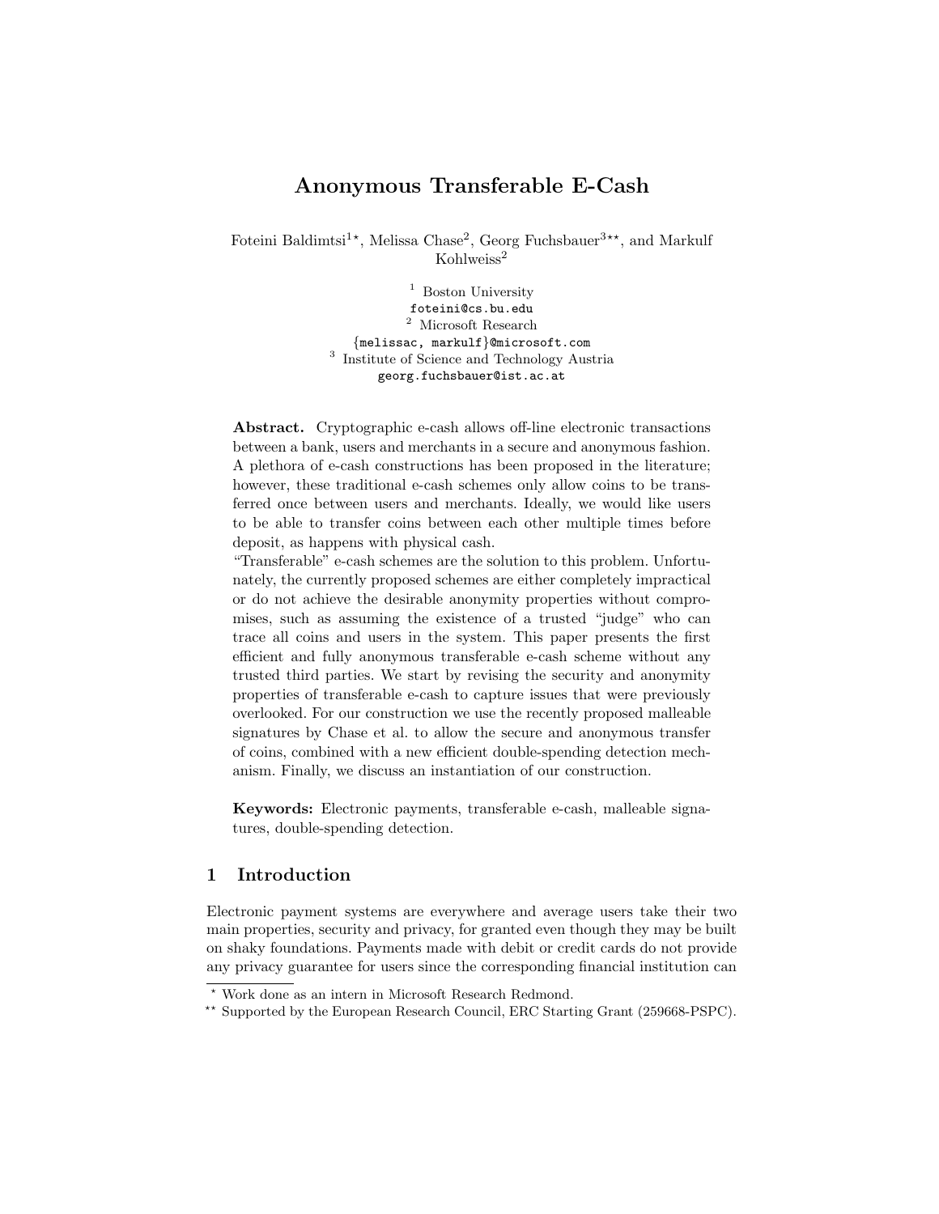# Anonymous Transferable E-Cash

Foteini Baldimtsi[1⋆], Melissa Chase[2], Georg Fuchsbauer[3⋆⋆], and Markulf Kohlweiss[2]

[1] Boston University
foteini@cs.bu.edu
[2] Microsoft Research
{melissac, markulf}@microsoft.com
[3] Institute of Science and Technology Austria
georg.fuchsbauer@ist.ac.at

**Abstract.** Cryptographic e-cash allows off-line electronic transactions between a bank, users and merchants in a secure and anonymous fashion. A plethora of e-cash constructions has been proposed in the literature; however, these traditional e-cash schemes only allow coins to be transferred once between users and merchants. Ideally, we would like users to be able to transfer coins between each other multiple times before deposit, as happens with physical cash.

"Transferable" e-cash schemes are the solution to this problem. Unfortunately, the currently proposed schemes are either completely impractical or do not achieve the desirable anonymity properties without compromises, such as assuming the existence of a trusted "judge" who can trace all coins and users in the system. This paper presents the first efficient and fully anonymous transferable e-cash scheme without any trusted third parties. We start by revising the security and anonymity properties of transferable e-cash to capture issues that were previously overlooked. For our construction we use the recently proposed malleable signatures by Chase et al. to allow the secure and anonymous transfer of coins, combined with a new efficient double-spending detection mechanism. Finally, we discuss an instantiation of our construction.

**Keywords:** Electronic payments, transferable e-cash, malleable signatures, double-spending detection.

## 1 Introduction

Electronic payment systems are everywhere and average users take their two main properties, security and privacy, for granted even though they may be built on shaky foundations. Payments made with debit or credit cards do not provide any privacy guarantee for users since the corresponding financial institution can

⋆ Work done as an intern in Microsoft Research Redmond.
⋆⋆ Supported by the European Research Council, ERC Starting Grant (259668-PSPC).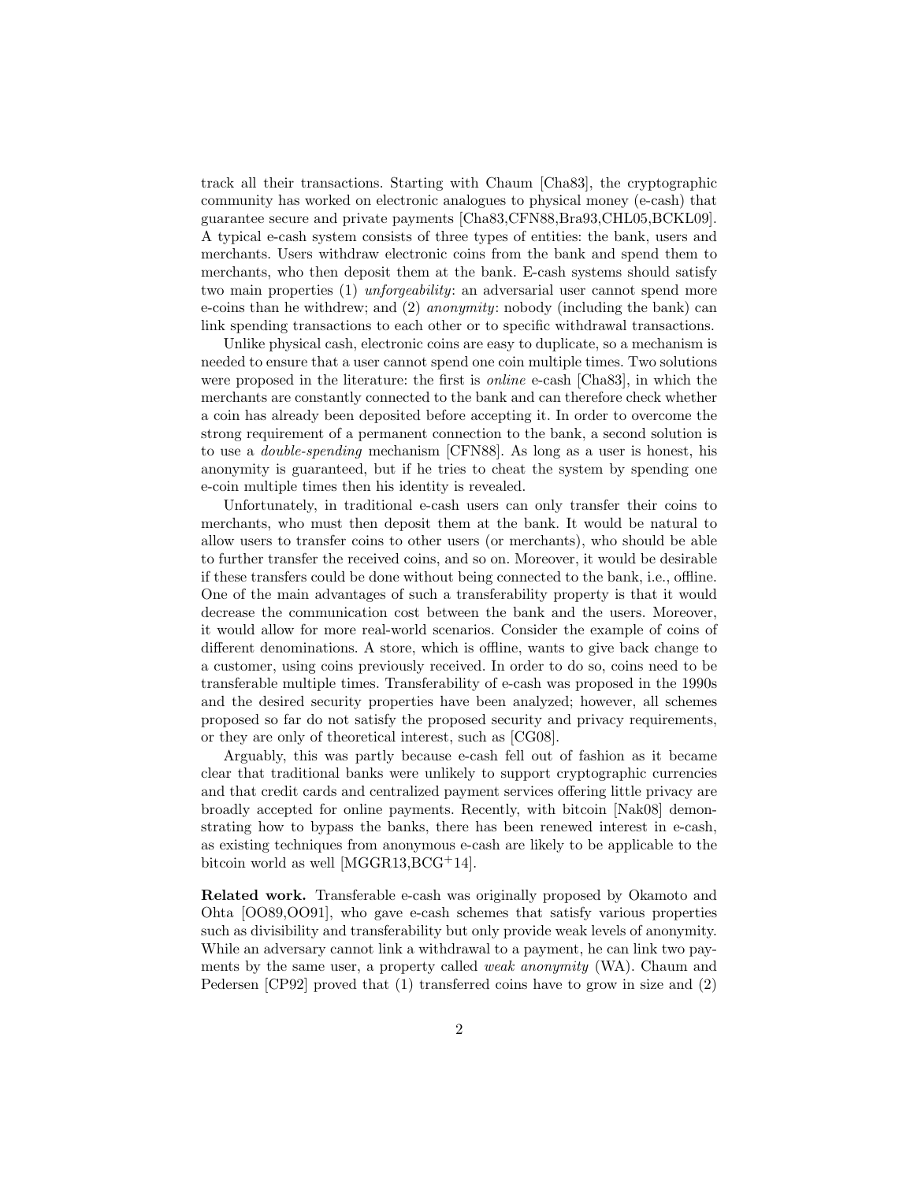track all their transactions. Starting with Chaum [Cha83], the cryptographic community has worked on electronic analogues to physical money (e-cash) that guarantee secure and private payments [Cha83,CFN88,Bra93,CHL05,BCKL09]. A typical e-cash system consists of three types of entities: the bank, users and merchants. Users withdraw electronic coins from the bank and spend them to merchants, who then deposit them at the bank. E-cash systems should satisfy two main properties (1) *unforgeability*: an adversarial user cannot spend more e-coins than he withdrew; and (2) *anonymity*: nobody (including the bank) can link spending transactions to each other or to specific withdrawal transactions.

Unlike physical cash, electronic coins are easy to duplicate, so a mechanism is needed to ensure that a user cannot spend one coin multiple times. Two solutions were proposed in the literature: the first is *online* e-cash [Cha83], in which the merchants are constantly connected to the bank and can therefore check whether a coin has already been deposited before accepting it. In order to overcome the strong requirement of a permanent connection to the bank, a second solution is to use a *double-spending* mechanism [CFN88]. As long as a user is honest, his anonymity is guaranteed, but if he tries to cheat the system by spending one e-coin multiple times then his identity is revealed.

Unfortunately, in traditional e-cash users can only transfer their coins to merchants, who must then deposit them at the bank. It would be natural to allow users to transfer coins to other users (or merchants), who should be able to further transfer the received coins, and so on. Moreover, it would be desirable if these transfers could be done without being connected to the bank, i.e., offline. One of the main advantages of such a transferability property is that it would decrease the communication cost between the bank and the users. Moreover, it would allow for more real-world scenarios. Consider the example of coins of different denominations. A store, which is offline, wants to give back change to a customer, using coins previously received. In order to do so, coins need to be transferable multiple times. Transferability of e-cash was proposed in the 1990s and the desired security properties have been analyzed; however, all schemes proposed so far do not satisfy the proposed security and privacy requirements, or they are only of theoretical interest, such as [CG08].

Arguably, this was partly because e-cash fell out of fashion as it became clear that traditional banks were unlikely to support cryptographic currencies and that credit cards and centralized payment services offering little privacy are broadly accepted for online payments. Recently, with bitcoin [Nak08] demonstrating how to bypass the banks, there has been renewed interest in e-cash, as existing techniques from anonymous e-cash are likely to be applicable to the bitcoin world as well [MGGR13,BCG+14].

**Related work.** Transferable e-cash was originally proposed by Okamoto and Ohta [OO89,OO91], who gave e-cash schemes that satisfy various properties such as divisibility and transferability but only provide weak levels of anonymity. While an adversary cannot link a withdrawal to a payment, he can link two payments by the same user, a property called *weak anonymity* (WA). Chaum and Pedersen [CP92] proved that (1) transferred coins have to grow in size and (2)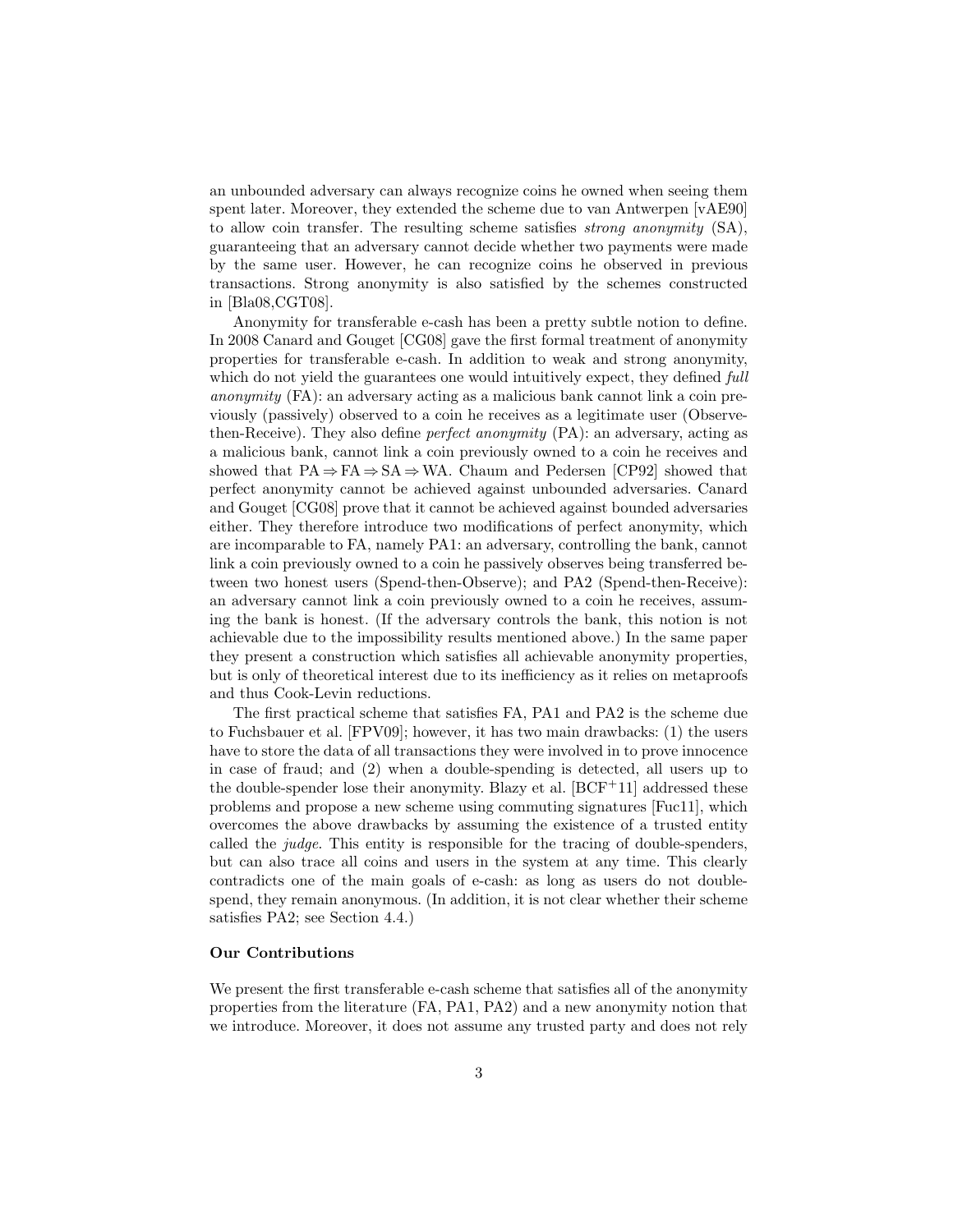an unbounded adversary can always recognize coins he owned when seeing them spent later. Moreover, they extended the scheme due to van Antwerpen [vAE90] to allow coin transfer. The resulting scheme satisfies *strong anonymity* (SA), guaranteeing that an adversary cannot decide whether two payments were made by the same user. However, he can recognize coins he observed in previous transactions. Strong anonymity is also satisfied by the schemes constructed in [Bla08,CGT08].

Anonymity for transferable e-cash has been a pretty subtle notion to define. In 2008 Canard and Gouget [CG08] gave the first formal treatment of anonymity properties for transferable e-cash. In addition to weak and strong anonymity, which do not yield the guarantees one would intuitively expect, they defined *full anonymity* (FA): an adversary acting as a malicious bank cannot link a coin previously (passively) observed to a coin he receives as a legitimate user (Observe-then-Receive). They also define *perfect anonymity* (PA): an adversary, acting as a malicious bank, cannot link a coin previously owned to a coin he receives and showed that $\mathrm{PA} \Rightarrow \mathrm{FA} \Rightarrow \mathrm{SA} \Rightarrow \mathrm{WA}$. Chaum and Pedersen [CP92] showed that perfect anonymity cannot be achieved against unbounded adversaries. Canard and Gouget [CG08] prove that it cannot be achieved against bounded adversaries either. They therefore introduce two modifications of perfect anonymity, which are incomparable to FA, namely PA1: an adversary, controlling the bank, cannot link a coin previously owned to a coin he passively observes being transferred between two honest users (Spend-then-Observe); and PA2 (Spend-then-Receive): an adversary cannot link a coin previously owned to a coin he receives, assuming the bank is honest. (If the adversary controls the bank, this notion is not achievable due to the impossibility results mentioned above.) In the same paper they present a construction which satisfies all achievable anonymity properties, but is only of theoretical interest due to its inefficiency as it relies on metaproofs and thus Cook-Levin reductions.

The first practical scheme that satisfies FA, PA1 and PA2 is the scheme due to Fuchsbauer et al. [FPV09]; however, it has two main drawbacks: (1) the users have to store the data of all transactions they were involved in to prove innocence in case of fraud; and (2) when a double-spending is detected, all users up to the double-spender lose their anonymity. Blazy et al. [BCF+11] addressed these problems and propose a new scheme using commuting signatures [Fuc11], which overcomes the above drawbacks by assuming the existence of a trusted entity called the *judge*. This entity is responsible for the tracing of double-spenders, but can also trace all coins and users in the system at any time. This clearly contradicts one of the main goals of e-cash: as long as users do not double-spend, they remain anonymous. (In addition, it is not clear whether their scheme satisfies PA2; see Section 4.4.)

### Our Contributions

We present the first transferable e-cash scheme that satisfies all of the anonymity properties from the literature (FA, PA1, PA2) and a new anonymity notion that we introduce. Moreover, it does not assume any trusted party and does not rely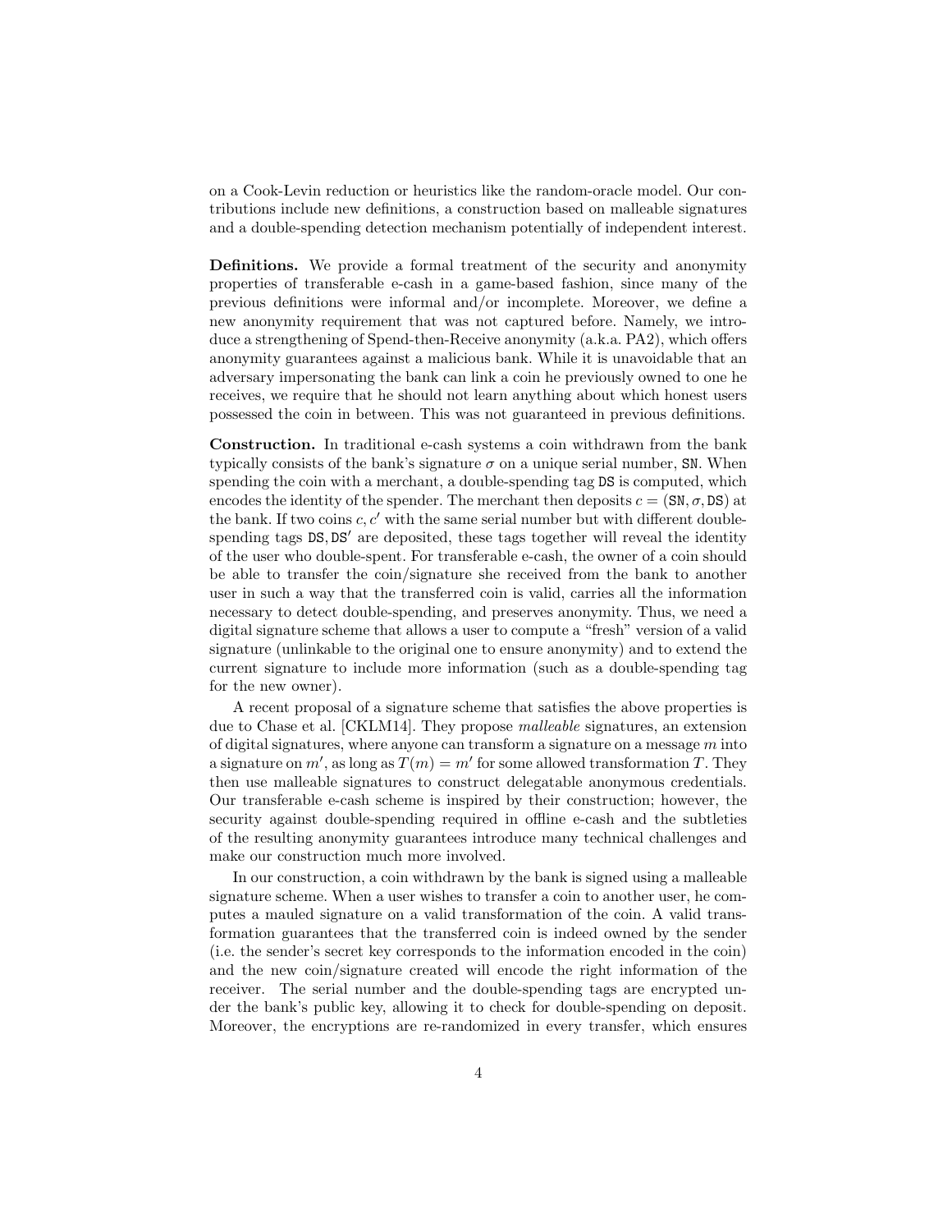on a Cook-Levin reduction or heuristics like the random-oracle model. Our contributions include new definitions, a construction based on malleable signatures and a double-spending detection mechanism potentially of independent interest.

**Definitions.** We provide a formal treatment of the security and anonymity properties of transferable e-cash in a game-based fashion, since many of the previous definitions were informal and/or incomplete. Moreover, we define a new anonymity requirement that was not captured before. Namely, we introduce a strengthening of Spend-then-Receive anonymity (a.k.a. PA2), which offers anonymity guarantees against a malicious bank. While it is unavoidable that an adversary impersonating the bank can link a coin he previously owned to one he receives, we require that he should not learn anything about which honest users possessed the coin in between. This was not guaranteed in previous definitions.

**Construction.** In traditional e-cash systems a coin withdrawn from the bank typically consists of the bank's signature $\sigma$ on a unique serial number, $\mathtt{SN}$. When spending the coin with a merchant, a double-spending tag $\mathtt{DS}$ is computed, which encodes the identity of the spender. The merchant then deposits $c = (\mathtt{SN}, \sigma, \mathtt{DS})$ at the bank. If two coins $c, c'$ with the same serial number but with different double-spending tags $\mathtt{DS}, \mathtt{DS}'$ are deposited, these tags together will reveal the identity of the user who double-spent. For transferable e-cash, the owner of a coin should be able to transfer the coin/signature she received from the bank to another user in such a way that the transferred coin is valid, carries all the information necessary to detect double-spending, and preserves anonymity. Thus, we need a digital signature scheme that allows a user to compute a "fresh" version of a valid signature (unlinkable to the original one to ensure anonymity) and to extend the current signature to include more information (such as a double-spending tag for the new owner).

A recent proposal of a signature scheme that satisfies the above properties is due to Chase et al. [CKLM14]. They propose *malleable* signatures, an extension of digital signatures, where anyone can transform a signature on a message $m$ into a signature on $m'$, as long as $T(m) = m'$ for some allowed transformation $T$. They then use malleable signatures to construct delegatable anonymous credentials. Our transferable e-cash scheme is inspired by their construction; however, the security against double-spending required in offline e-cash and the subtleties of the resulting anonymity guarantees introduce many technical challenges and make our construction much more involved.

In our construction, a coin withdrawn by the bank is signed using a malleable signature scheme. When a user wishes to transfer a coin to another user, he computes a mauled signature on a valid transformation of the coin. A valid transformation guarantees that the transferred coin is indeed owned by the sender (i.e. the sender's secret key corresponds to the information encoded in the coin) and the new coin/signature created will encode the right information of the receiver. The serial number and the double-spending tags are encrypted under the bank's public key, allowing it to check for double-spending on deposit. Moreover, the encryptions are re-randomized in every transfer, which ensures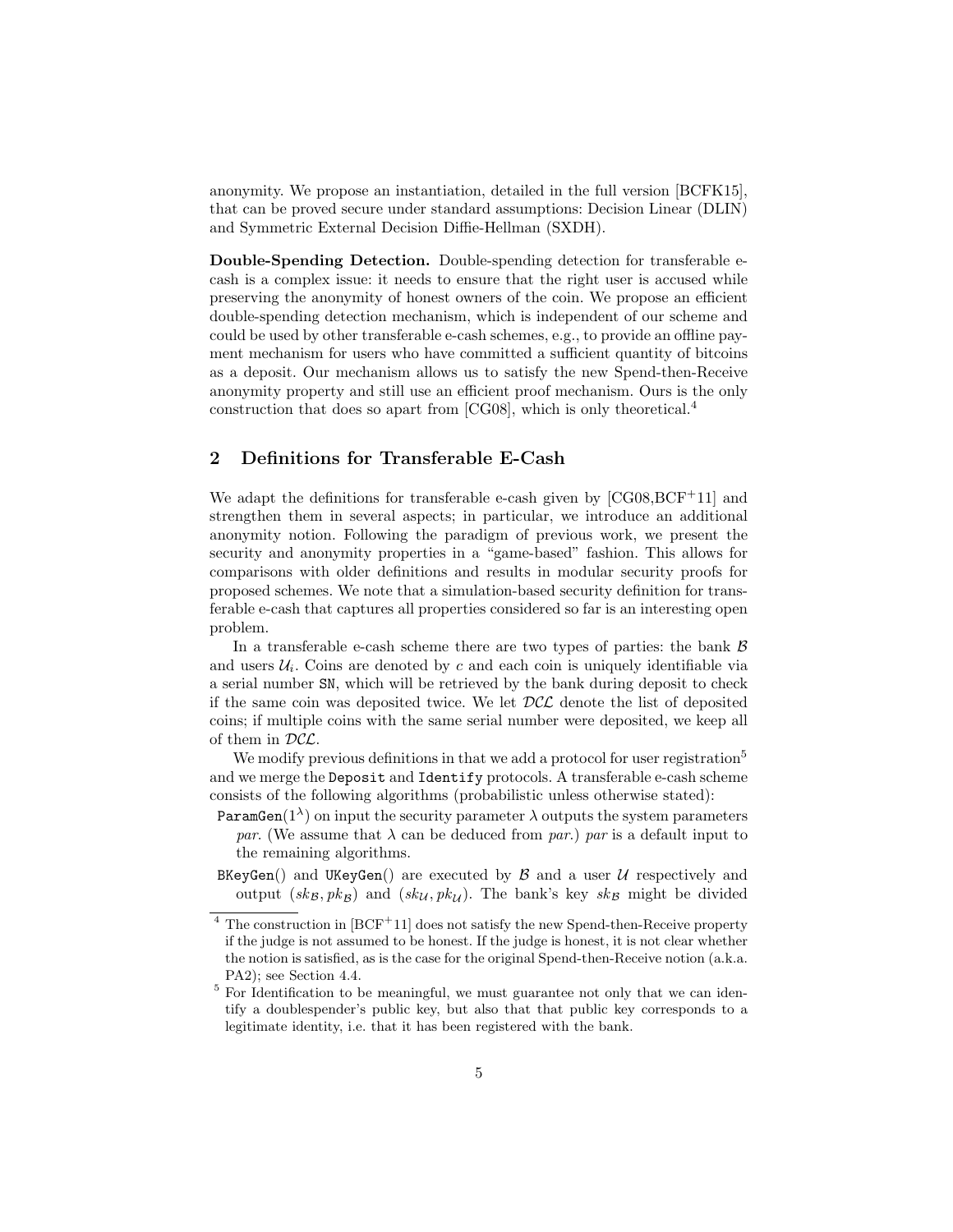anonymity. We propose an instantiation, detailed in the full version [BCFK15], that can be proved secure under standard assumptions: Decision Linear (DLIN) and Symmetric External Decision Diffie-Hellman (SXDH).

**Double-Spending Detection.** Double-spending detection for transferable e-cash is a complex issue: it needs to ensure that the right user is accused while preserving the anonymity of honest owners of the coin. We propose an efficient double-spending detection mechanism, which is independent of our scheme and could be used by other transferable e-cash schemes, e.g., to provide an offline payment mechanism for users who have committed a sufficient quantity of bitcoins as a deposit. Our mechanism allows us to satisfy the new Spend-then-Receive anonymity property and still use an efficient proof mechanism. Ours is the only construction that does so apart from [CG08], which is only theoretical.[4]

## 2 Definitions for Transferable E-Cash

We adapt the definitions for transferable e-cash given by [CG08,BCF+11] and strengthen them in several aspects; in particular, we introduce an additional anonymity notion. Following the paradigm of previous work, we present the security and anonymity properties in a "game-based" fashion. This allows for comparisons with older definitions and results in modular security proofs for proposed schemes. We note that a simulation-based security definition for transferable e-cash that captures all properties considered so far is an interesting open problem.

In a transferable e-cash scheme there are two types of parties: the bank $\mathcal{B}$ and users $\mathcal{U}_i$. Coins are denoted by $c$ and each coin is uniquely identifiable via a serial number SN, which will be retrieved by the bank during deposit to check if the same coin was deposited twice. We let $\mathcal{DCL}$ denote the list of deposited coins; if multiple coins with the same serial number were deposited, we keep all of them in $\mathcal{DCL}$.

We modify previous definitions in that we add a protocol for user registration[5] and we merge the Deposit and Identify protocols. A transferable e-cash scheme consists of the following algorithms (probabilistic unless otherwise stated):

ParamGen$(1^\lambda)$ on input the security parameter $\lambda$ outputs the system parameters *par*. (We assume that $\lambda$ can be deduced from *par*.) *par* is a default input to the remaining algorithms.

BKeyGen() and UKeyGen() are executed by $\mathcal{B}$ and a user $\mathcal{U}$ respectively and output $(sk_{\mathcal{B}}, pk_{\mathcal{B}})$ and $(sk_{\mathcal{U}}, pk_{\mathcal{U}})$. The bank's key $sk_{\mathcal{B}}$ might be divided

---

[4] The construction in [BCF+11] does not satisfy the new Spend-then-Receive property if the judge is not assumed to be honest. If the judge is honest, it is not clear whether the notion is satisfied, as is the case for the original Spend-then-Receive notion (a.k.a. PA2); see Section 4.4.

[5] For Identification to be meaningful, we must guarantee not only that we can identify a doublespender's public key, but also that that public key corresponds to a legitimate identity, i.e. that it has been registered with the bank.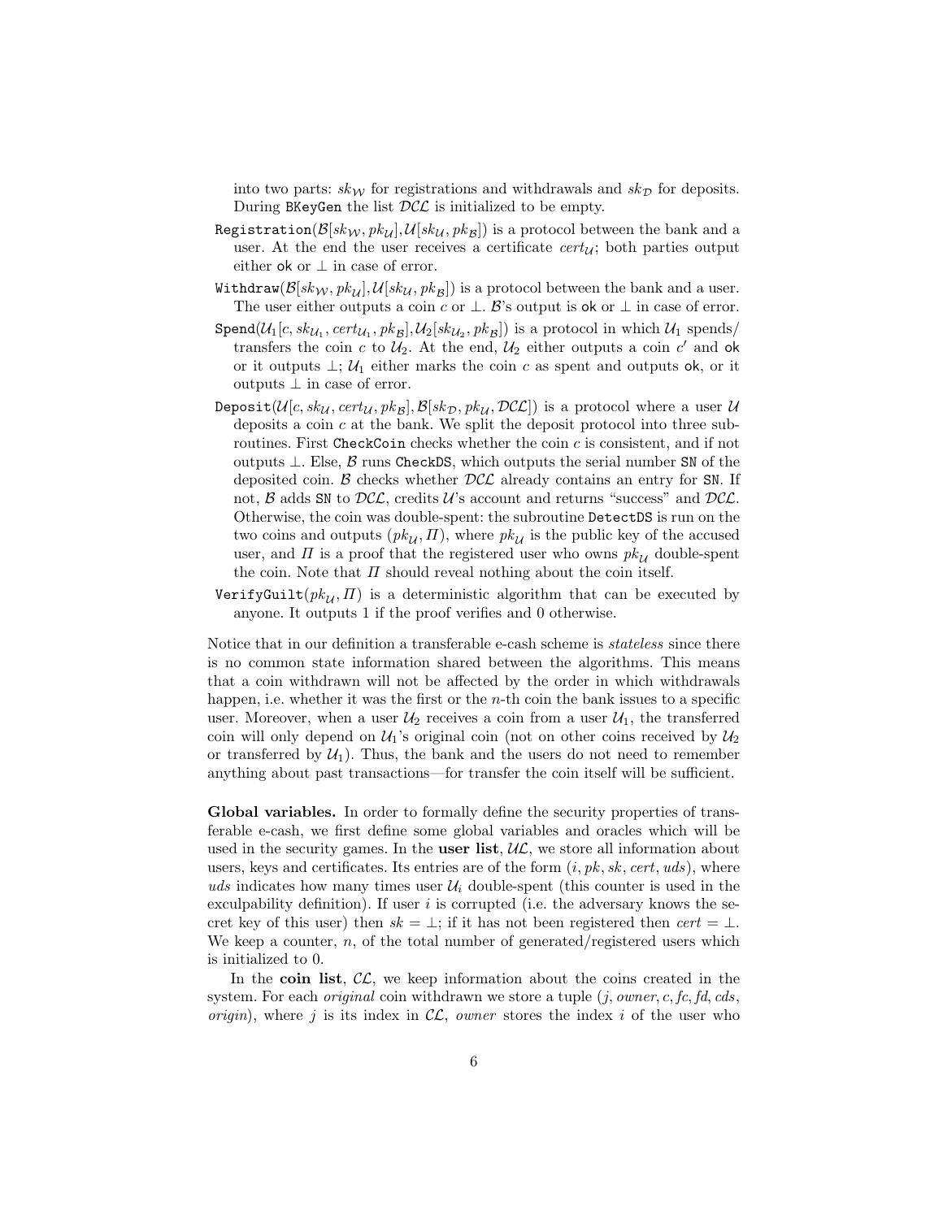into two parts: $sk_{\mathcal{W}}$ for registrations and withdrawals and $sk_{\mathcal{D}}$ for deposits. During BKeyGen the list $\mathcal{DCL}$ is initialized to be empty.

- Registration($\mathcal{B}[sk_{\mathcal{W}}, pk_{\mathcal{U}}], \mathcal{U}[sk_{\mathcal{U}}, pk_{\mathcal{B}}]$) is a protocol between the bank and a user. At the end the user receives a certificate $cert_{\mathcal{U}}$; both parties output either ok or $\perp$ in case of error.
- Withdraw($\mathcal{B}[sk_{\mathcal{W}}, pk_{\mathcal{U}}], \mathcal{U}[sk_{\mathcal{U}}, pk_{\mathcal{B}}]$) is a protocol between the bank and a user. The user either outputs a coin $c$ or $\perp$. $\mathcal{B}$'s output is ok or $\perp$ in case of error.
- Spend($\mathcal{U}_1[c, sk_{\mathcal{U}_1}, cert_{\mathcal{U}_1}, pk_{\mathcal{B}}], \mathcal{U}_2[sk_{\mathcal{U}_2}, pk_{\mathcal{B}}]$) is a protocol in which $\mathcal{U}_1$ spends/transfers the coin $c$ to $\mathcal{U}_2$. At the end, $\mathcal{U}_2$ either outputs a coin $c'$ and ok or it outputs $\perp$; $\mathcal{U}_1$ either marks the coin $c$ as spent and outputs ok, or it outputs $\perp$ in case of error.
- Deposit($\mathcal{U}[c, sk_{\mathcal{U}}, cert_{\mathcal{U}}, pk_{\mathcal{B}}], \mathcal{B}[sk_{\mathcal{D}}, pk_{\mathcal{U}}, \mathcal{DCL}]$) is a protocol where a user $\mathcal{U}$ deposits a coin $c$ at the bank. We split the deposit protocol into three subroutines. First CheckCoin checks whether the coin $c$ is consistent, and if not outputs $\perp$. Else, $\mathcal{B}$ runs CheckDS, which outputs the serial number SN of the deposited coin. $\mathcal{B}$ checks whether $\mathcal{DCL}$ already contains an entry for SN. If not, $\mathcal{B}$ adds SN to $\mathcal{DCL}$, credits $\mathcal{U}$'s account and returns "success" and $\mathcal{DCL}$. Otherwise, the coin was double-spent: the subroutine DetectDS is run on the two coins and outputs $(pk_{\mathcal{U}}, \Pi)$, where $pk_{\mathcal{U}}$ is the public key of the accused user, and $\Pi$ is a proof that the registered user who owns $pk_{\mathcal{U}}$ double-spent the coin. Note that $\Pi$ should reveal nothing about the coin itself.
- VerifyGuilt($pk_{\mathcal{U}}, \Pi$) is a deterministic algorithm that can be executed by anyone. It outputs 1 if the proof verifies and 0 otherwise.

Notice that in our definition a transferable e-cash scheme is *stateless* since there is no common state information shared between the algorithms. This means that a coin withdrawn will not be affected by the order in which withdrawals happen, i.e. whether it was the first or the $n$-th coin the bank issues to a specific user. Moreover, when a user $\mathcal{U}_2$ receives a coin from a user $\mathcal{U}_1$, the transferred coin will only depend on $\mathcal{U}_1$'s original coin (not on other coins received by $\mathcal{U}_2$ or transferred by $\mathcal{U}_1$). Thus, the bank and the users do not need to remember anything about past transactions—for transfer the coin itself will be sufficient.

**Global variables.** In order to formally define the security properties of transferable e-cash, we first define some global variables and oracles which will be used in the security games. In the **user list**, $\mathcal{UL}$, we store all information about users, keys and certificates. Its entries are of the form $(i, pk, sk, cert, uds)$, where $uds$ indicates how many times user $\mathcal{U}_i$ double-spent (this counter is used in the exculpability definition). If user $i$ is corrupted (i.e. the adversary knows the secret key of this user) then $sk = \perp$; if it has not been registered then $cert = \perp$. We keep a counter, $n$, of the total number of generated/registered users which is initialized to 0.

In the **coin list**, $\mathcal{CL}$, we keep information about the coins created in the system. For each *original* coin withdrawn we store a tuple $(j, owner, c, fc, fd, cds, origin)$, where $j$ is its index in $\mathcal{CL}$, $owner$ stores the index $i$ of the user who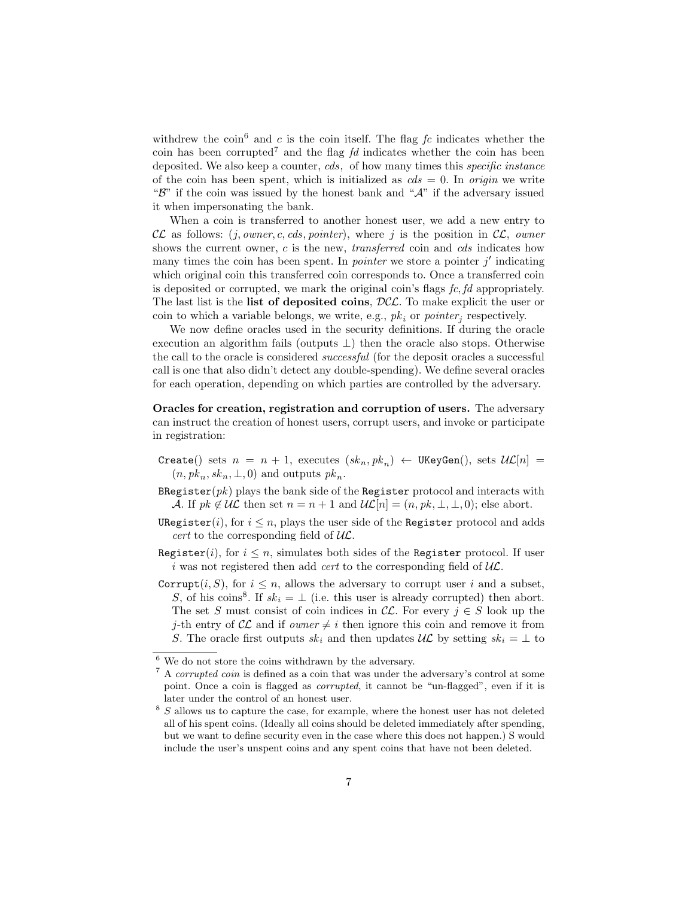withdrew the coin[6] and $c$ is the coin itself. The flag $fc$ indicates whether the coin has been corrupted[7] and the flag $fd$ indicates whether the coin has been deposited. We also keep a counter, $cds$, of how many times this *specific instance* of the coin has been spent, which is initialized as $cds = 0$. In *origin* we write "$\mathcal{B}$" if the coin was issued by the honest bank and "$\mathcal{A}$" if the adversary issued it when impersonating the bank.

When a coin is transferred to another honest user, we add a new entry to $\mathcal{CL}$ as follows: $(j, owner, c, cds, pointer)$, where $j$ is the position in $\mathcal{CL}$, *owner* shows the current owner, $c$ is the new, *transferred* coin and $cds$ indicates how many times the coin has been spent. In *pointer* we store a pointer $j'$ indicating which original coin this transferred coin corresponds to. Once a transferred coin is deposited or corrupted, we mark the original coin's flags $fc, fd$ appropriately. The last list is the **list of deposited coins**, $\mathcal{DCL}$. To make explicit the user or coin to which a variable belongs, we write, e.g., $pk_i$ or $pointer_j$ respectively.

We now define oracles used in the security definitions. If during the oracle execution an algorithm fails (outputs $\bot$) then the oracle also stops. Otherwise the call to the oracle is considered *successful* (for the deposit oracles a successful call is one that also didn't detect any double-spending). We define several oracles for each operation, depending on which parties are controlled by the adversary.

**Oracles for creation, registration and corruption of users.** The adversary can instruct the creation of honest users, corrupt users, and invoke or participate in registration:

- `Create()` sets $n = n + 1$, executes $(sk_n, pk_n) \leftarrow$ `UKeyGen()`, sets $\mathcal{UL}[n] = (n, pk_n, sk_n, \bot, 0)$ and outputs $pk_n$.
- `BRegister`$(pk)$ plays the bank side of the `Register` protocol and interacts with $\mathcal{A}$. If $pk \notin \mathcal{UL}$ then set $n = n + 1$ and $\mathcal{UL}[n] = (n, pk, \bot, \bot, 0)$; else abort.
- `URegister`$(i)$, for $i \leq n$, plays the user side of the `Register` protocol and adds *cert* to the corresponding field of $\mathcal{UL}$.
- `Register`$(i)$, for $i \leq n$, simulates both sides of the `Register` protocol. If user $i$ was not registered then add *cert* to the corresponding field of $\mathcal{UL}$.
- `Corrupt`$(i, S)$, for $i \leq n$, allows the adversary to corrupt user $i$ and a subset, $S$, of his coins[8]. If $sk_i = \bot$ (i.e. this user is already corrupted) then abort. The set $S$ must consist of coin indices in $\mathcal{CL}$. For every $j \in S$ look up the $j$-th entry of $\mathcal{CL}$ and if $owner \neq i$ then ignore this coin and remove it from $S$. The oracle first outputs $sk_i$ and then updates $\mathcal{UL}$ by setting $sk_i = \bot$ to

---

[6] We do not store the coins withdrawn by the adversary.

[7] A *corrupted coin* is defined as a coin that was under the adversary's control at some point. Once a coin is flagged as *corrupted*, it cannot be "un-flagged", even if it is later under the control of an honest user.

[8] $S$ allows us to capture the case, for example, where the honest user has not deleted all of his spent coins. (Ideally all coins should be deleted immediately after spending, but we want to define security even in the case where this does not happen.) S would include the user's unspent coins and any spent coins that have not been deleted.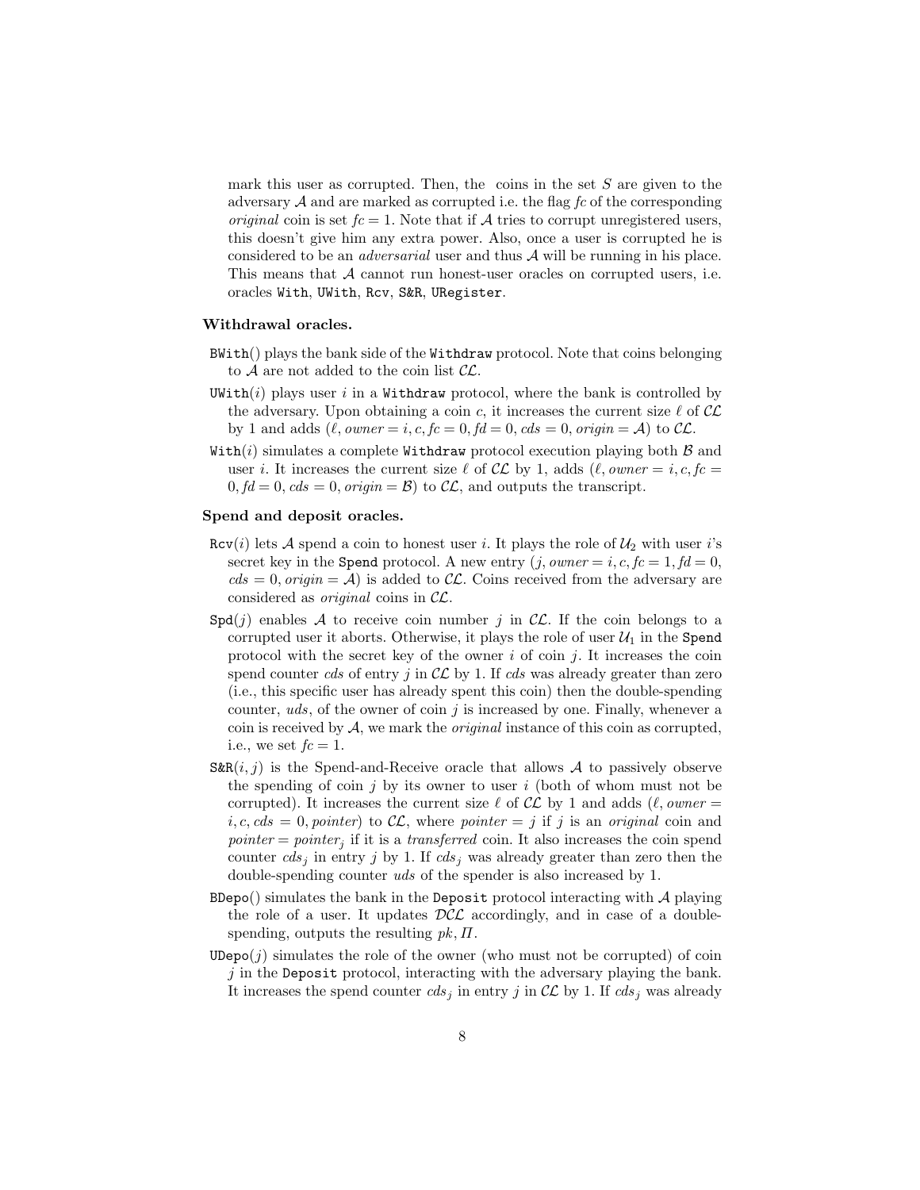mark this user as corrupted. Then, the coins in the set $S$ are given to the adversary $\mathcal{A}$ and are marked as corrupted i.e. the flag *fc* of the corresponding *original* coin is set $fc = 1$. Note that if $\mathcal{A}$ tries to corrupt unregistered users, this doesn't give him any extra power. Also, once a user is corrupted he is considered to be an *adversarial* user and thus $\mathcal{A}$ will be running in his place. This means that $\mathcal{A}$ cannot run honest-user oracles on corrupted users, i.e. oracles `With`, `UWith`, `Rcv`, `S&R`, `URegister`.

**Withdrawal oracles.**

`BWith`() plays the bank side of the `Withdraw` protocol. Note that coins belonging to $\mathcal{A}$ are not added to the coin list $\mathcal{CL}$.

`UWith`($i$) plays user $i$ in a `Withdraw` protocol, where the bank is controlled by the adversary. Upon obtaining a coin $c$, it increases the current size $\ell$ of $\mathcal{CL}$ by 1 and adds $(\ell, owner = i, c, fc = 0, fd = 0, cds = 0, origin = \mathcal{A})$ to $\mathcal{CL}$.

`With`($i$) simulates a complete `Withdraw` protocol execution playing both $\mathcal{B}$ and user $i$. It increases the current size $\ell$ of $\mathcal{CL}$ by 1, adds $(\ell, owner = i, c, fc = 0, fd = 0, cds = 0, origin = \mathcal{B})$ to $\mathcal{CL}$, and outputs the transcript.

**Spend and deposit oracles.**

`Rcv`($i$) lets $\mathcal{A}$ spend a coin to honest user $i$. It plays the role of $\mathcal{U}_2$ with user $i$'s secret key in the `Spend` protocol. A new entry $(j, owner = i, c, fc = 1, fd = 0, cds = 0, origin = \mathcal{A})$ is added to $\mathcal{CL}$. Coins received from the adversary are considered as *original* coins in $\mathcal{CL}$.

`Spd`($j$) enables $\mathcal{A}$ to receive coin number $j$ in $\mathcal{CL}$. If the coin belongs to a corrupted user it aborts. Otherwise, it plays the role of user $\mathcal{U}_1$ in the `Spend` protocol with the secret key of the owner $i$ of coin $j$. It increases the coin spend counter *cds* of entry $j$ in $\mathcal{CL}$ by 1. If *cds* was already greater than zero (i.e., this specific user has already spent this coin) then the double-spending counter, *uds*, of the owner of coin $j$ is increased by one. Finally, whenever a coin is received by $\mathcal{A}$, we mark the *original* instance of this coin as corrupted, i.e., we set $fc = 1$.

`S&R`($i, j$) is the Spend-and-Receive oracle that allows $\mathcal{A}$ to passively observe the spending of coin $j$ by its owner to user $i$ (both of whom must not be corrupted). It increases the current size $\ell$ of $\mathcal{CL}$ by 1 and adds $(\ell, owner = i, c, cds = 0, pointer)$ to $\mathcal{CL}$, where $pointer = j$ if $j$ is an *original* coin and $pointer = pointer_j$ if it is a *transferred* coin. It also increases the coin spend counter $cds_j$ in entry $j$ by 1. If $cds_j$ was already greater than zero then the double-spending counter *uds* of the spender is also increased by 1.

`BDepo`() simulates the bank in the `Deposit` protocol interacting with $\mathcal{A}$ playing the role of a user. It updates $\mathcal{DCL}$ accordingly, and in case of a double-spending, outputs the resulting $pk, \Pi$.

`UDepo`($j$) simulates the role of the owner (who must not be corrupted) of coin $j$ in the `Deposit` protocol, interacting with the adversary playing the bank. It increases the spend counter $cds_j$ in entry $j$ in $\mathcal{CL}$ by 1. If $cds_j$ was already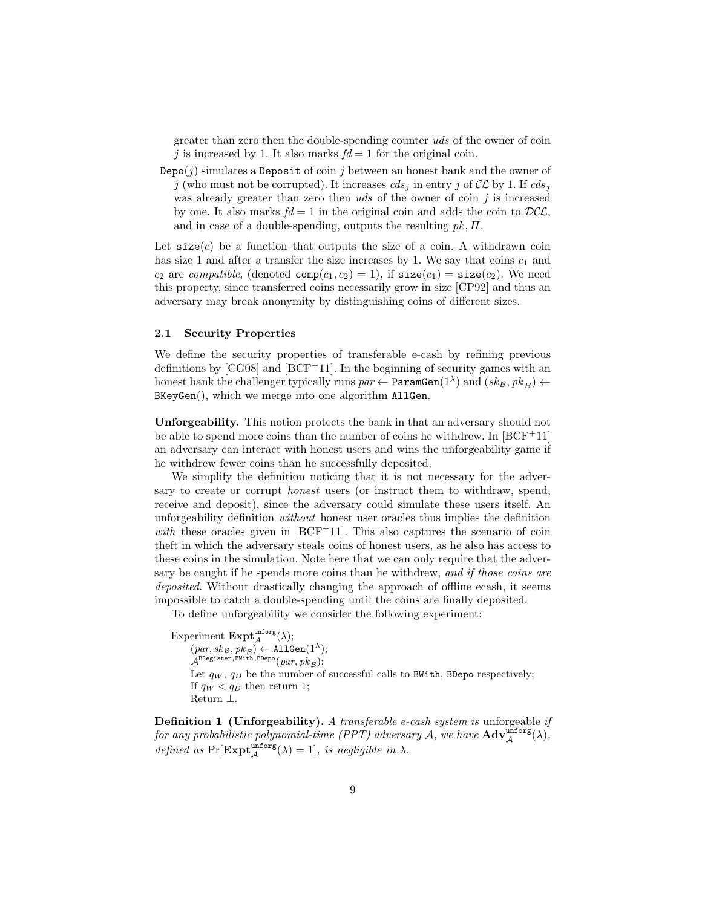greater than zero then the double-spending counter $uds$ of the owner of coin $j$ is increased by 1. It also marks $fd = 1$ for the original coin.

`Depo`($j$) simulates a `Deposit` of coin $j$ between an honest bank and the owner of $j$ (who must not be corrupted). It increases $cds_j$ in entry $j$ of $\mathcal{CL}$ by 1. If $cds_j$ was already greater than zero then $uds$ of the owner of coin $j$ is increased by one. It also marks $fd = 1$ in the original coin and adds the coin to $\mathcal{DCL}$, and in case of a double-spending, outputs the resulting $pk, \Pi$.

Let $\mathtt{size}(c)$ be a function that outputs the size of a coin. A withdrawn coin has size 1 and after a transfer the size increases by 1. We say that coins $c_1$ and $c_2$ are *compatible*, (denoted $\mathtt{comp}(c_1, c_2) = 1$), if $\mathtt{size}(c_1) = \mathtt{size}(c_2)$. We need this property, since transferred coins necessarily grow in size [CP92] and thus an adversary may break anonymity by distinguishing coins of different sizes.

### 2.1 Security Properties

We define the security properties of transferable e-cash by refining previous definitions by [CG08] and [BCF+11]. In the beginning of security games with an honest bank the challenger typically runs $par \leftarrow \mathtt{ParamGen}(1^\lambda)$ and $(sk_\mathcal{B}, pk_B) \leftarrow \mathtt{BKeyGen}()$, which we merge into one algorithm `AllGen`.

**Unforgeability.** This notion protects the bank in that an adversary should not be able to spend more coins than the number of coins he withdrew. In [BCF+11] an adversary can interact with honest users and wins the unforgeability game if he withdrew fewer coins than he successfully deposited.

We simplify the definition noticing that it is not necessary for the adversary to create or corrupt *honest* users (or instruct them to withdraw, spend, receive and deposit), since the adversary could simulate these users itself. An unforgeability definition *without* honest user oracles thus implies the definition *with* these oracles given in [BCF+11]. This also captures the scenario of coin theft in which the adversary steals coins of honest users, as he also has access to these coins in the simulation. Note here that we can only require that the adversary be caught if he spends more coins than he withdrew, *and if those coins are deposited*. Without drastically changing the approach of offline ecash, it seems impossible to catch a double-spending until the coins are finally deposited.

To define unforgeability we consider the following experiment:

Experiment $\mathbf{Expt}_\mathcal{A}^{\mathtt{unforg}}(\lambda)$;
  $(par, sk_\mathcal{B}, pk_\mathcal{B}) \leftarrow \mathtt{AllGen}(1^\lambda)$;
  $\mathcal{A}^{\mathtt{BRegister},\mathtt{BWith},\mathtt{BDepo}}(par, pk_\mathcal{B})$;
  Let $q_W$, $q_D$ be the number of successful calls to `BWith`, `BDepo` respectively;
  If $q_W < q_D$ then return 1;
  Return $\perp$.

**Definition 1 (Unforgeability).** *A transferable e-cash system is* unforgeable *if for any probabilistic polynomial-time (PPT) adversary $\mathcal{A}$, we have $\mathbf{Adv}_\mathcal{A}^{\mathtt{unforg}}(\lambda)$, defined as $\Pr[\mathbf{Expt}_\mathcal{A}^{\mathtt{unforg}}(\lambda) = 1]$, is negligible in $\lambda$.*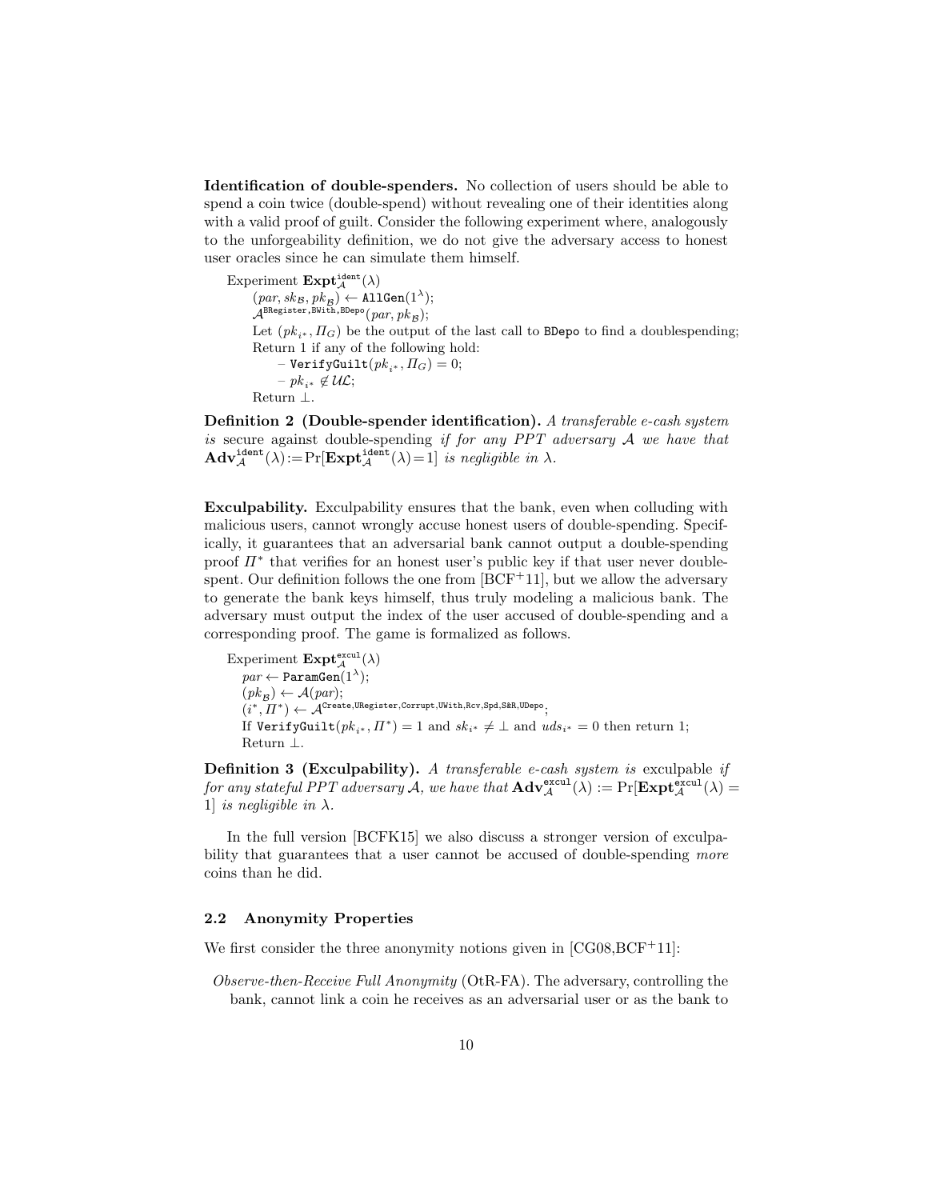**Identification of double-spenders.** No collection of users should be able to spend a coin twice (double-spend) without revealing one of their identities along with a valid proof of guilt. Consider the following experiment where, analogously to the unforgeability definition, we do not give the adversary access to honest user oracles since he can simulate them himself.

Experiment $\mathbf{Expt}_{\mathcal{A}}^{\mathtt{ident}}(\lambda)$
  $(par, sk_{\mathcal{B}}, pk_{\mathcal{B}}) \leftarrow \mathtt{AllGen}(1^{\lambda})$;
  $\mathcal{A}^{\mathtt{BRegister},\mathtt{BWith},\mathtt{BDepo}}(par, pk_{\mathcal{B}})$;
  Let $(pk_{i^*}, \Pi_G)$ be the output of the last call to BDepo to find a doublespending;
  Return 1 if any of the following hold:
    – $\mathtt{VerifyGuilt}(pk_{i^*}, \Pi_G) = 0$;
    – $pk_{i^*} \notin \mathcal{UL}$;
  Return $\perp$.

**Definition 2 (Double-spender identification).** *A transferable e-cash system is* secure against double-spending *if for any PPT adversary $\mathcal{A}$ we have that* $\mathbf{Adv}_{\mathcal{A}}^{\mathtt{ident}}(\lambda){:=}\Pr[\mathbf{Expt}_{\mathcal{A}}^{\mathtt{ident}}(\lambda){=}1]$ *is negligible in $\lambda$.*

**Exculpability.** Exculpability ensures that the bank, even when colluding with malicious users, cannot wrongly accuse honest users of double-spending. Specifically, it guarantees that an adversarial bank cannot output a double-spending proof $\Pi^*$ that verifies for an honest user's public key if that user never double-spent. Our definition follows the one from [BCF+11], but we allow the adversary to generate the bank keys himself, thus truly modeling a malicious bank. The adversary must output the index of the user accused of double-spending and a corresponding proof. The game is formalized as follows.

Experiment $\mathbf{Expt}_{\mathcal{A}}^{\mathtt{excul}}(\lambda)$
  $par \leftarrow \mathtt{ParamGen}(1^{\lambda})$;
  $(pk_{\mathcal{B}}) \leftarrow \mathcal{A}(par)$;
  $(i^*, \Pi^*) \leftarrow \mathcal{A}^{\mathtt{Create},\mathtt{URegister},\mathtt{Corrupt},\mathtt{UWith},\mathtt{Rcv},\mathtt{Spd},\mathtt{S\&R},\mathtt{UDepo}}$;
  If $\mathtt{VerifyGuilt}(pk_{i^*}, \Pi^*) = 1$ and $sk_{i^*} \neq \perp$ and $uds_{i^*} = 0$ then return 1;
  Return $\perp$.

**Definition 3 (Exculpability).** *A transferable e-cash system is* exculpable *if for any stateful PPT adversary $\mathcal{A}$, we have that* $\mathbf{Adv}_{\mathcal{A}}^{\mathtt{excul}}(\lambda) := \Pr[\mathbf{Expt}_{\mathcal{A}}^{\mathtt{excul}}(\lambda) = 1]$ *is negligible in $\lambda$.*

In the full version [BCFK15] we also discuss a stronger version of exculpability that guarantees that a user cannot be accused of double-spending *more* coins than he did.

### 2.2 Anonymity Properties

We first consider the three anonymity notions given in [CG08,BCF+11]:

*Observe-then-Receive Full Anonymity* (OtR-FA). The adversary, controlling the bank, cannot link a coin he receives as an adversarial user or as the bank to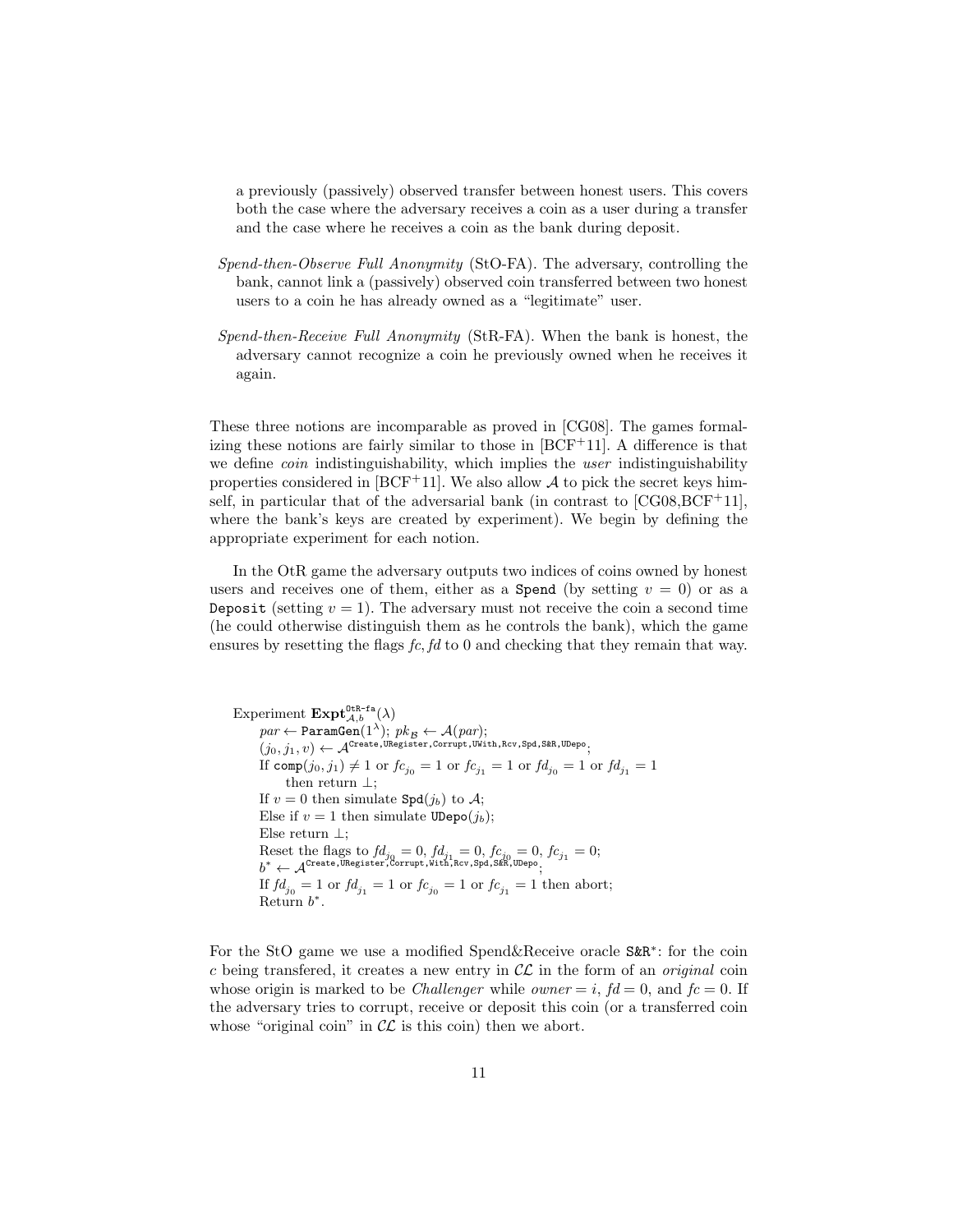a previously (passively) observed transfer between honest users. This covers both the case where the adversary receives a coin as a user during a transfer and the case where he receives a coin as the bank during deposit.

*Spend-then-Observe Full Anonymity* (StO-FA). The adversary, controlling the bank, cannot link a (passively) observed coin transferred between two honest users to a coin he has already owned as a "legitimate" user.

*Spend-then-Receive Full Anonymity* (StR-FA). When the bank is honest, the adversary cannot recognize a coin he previously owned when he receives it again.

These three notions are incomparable as proved in [CG08]. The games formalizing these notions are fairly similar to those in [BCF+11]. A difference is that we define *coin* indistinguishability, which implies the *user* indistinguishability properties considered in [BCF+11]. We also allow $\mathcal{A}$ to pick the secret keys himself, in particular that of the adversarial bank (in contrast to [CG08,BCF+11], where the bank's keys are created by experiment). We begin by defining the appropriate experiment for each notion.

In the OtR game the adversary outputs two indices of coins owned by honest users and receives one of them, either as a `Spend` (by setting $v = 0$) or as a `Deposit` (setting $v = 1$). The adversary must not receive the coin a second time (he could otherwise distinguish them as he controls the bank), which the game ensures by resetting the flags $fc, fd$ to 0 and checking that they remain that way.

Experiment $\mathbf{Expt}^{\texttt{OtR-fa}}_{\mathcal{A},b}(\lambda)$
- $par \leftarrow \texttt{ParamGen}(1^\lambda)$; $pk_{\mathcal{B}} \leftarrow \mathcal{A}(par)$;
- $(j_0, j_1, v) \leftarrow \mathcal{A}^{\texttt{Create},\texttt{URegister},\texttt{Corrupt},\texttt{UWith},\texttt{Rcv},\texttt{Spd},\texttt{S\&R},\texttt{UDepo}}$;
- If $\texttt{comp}(j_0, j_1) \neq 1$ or $fc_{j_0} = 1$ or $fc_{j_1} = 1$ or $fd_{j_0} = 1$ or $fd_{j_1} = 1$ then return $\perp$;
- If $v = 0$ then simulate $\texttt{Spd}(j_b)$ to $\mathcal{A}$;
- Else if $v = 1$ then simulate $\texttt{UDepo}(j_b)$;
- Else return $\perp$;
- Reset the flags to $fd_{j_0} = 0$, $fd_{j_1} = 0$, $fc_{j_0} = 0$, $fc_{j_1} = 0$;
- $b^* \leftarrow \mathcal{A}^{\texttt{Create},\texttt{URegister},\texttt{Corrupt},\texttt{With},\texttt{Rcv},\texttt{Spd},\texttt{S\&R},\texttt{UDepo}}$;
- If $fd_{j_0} = 1$ or $fd_{j_1} = 1$ or $fc_{j_0} = 1$ or $fc_{j_1} = 1$ then abort;
- Return $b^*$.

For the StO game we use a modified Spend&Receive oracle `S&R`$^*$: for the coin $c$ being transfered, it creates a new entry in $\mathcal{CL}$ in the form of an *original* coin whose origin is marked to be *Challenger* while $owner = i$, $fd = 0$, and $fc = 0$. If the adversary tries to corrupt, receive or deposit this coin (or a transferred coin whose "original coin" in $\mathcal{CL}$ is this coin) then we abort.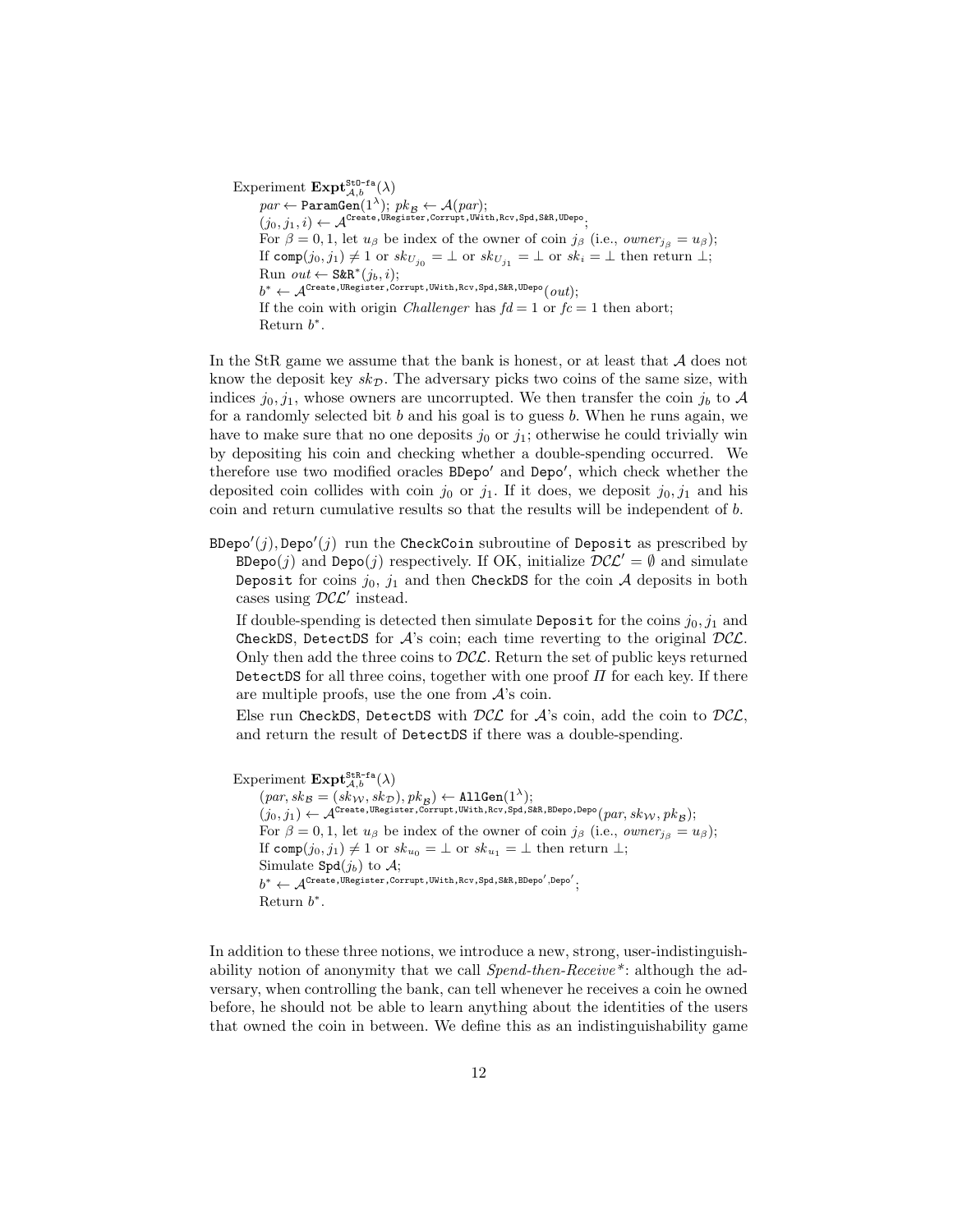Experiment $\mathbf{Expt}^{\mathtt{StO\text{-}fa}}_{\mathcal{A},b}(\lambda)$

$par \leftarrow \mathtt{ParamGen}(1^\lambda)$; $pk_\mathcal{B} \leftarrow \mathcal{A}(par)$;
$(j_0, j_1, i) \leftarrow \mathcal{A}^{\mathtt{Create,URegister,Corrupt,UWith,Rcv,Spd,S\&R,UDepo}}$;
For $\beta = 0, 1$, let $u_\beta$ be index of the owner of coin $j_\beta$ (i.e., $owner_{j_\beta} = u_\beta$);
If $\mathtt{comp}(j_0, j_1) \neq 1$ or $sk_{U_{j_0}} = \perp$ or $sk_{U_{j_1}} = \perp$ or $sk_i = \perp$ then return $\perp$;
Run $out \leftarrow \mathtt{S\&R}^*(j_b, i)$;
$b^* \leftarrow \mathcal{A}^{\mathtt{Create,URegister,Corrupt,UWith,Rcv,Spd,S\&R,UDepo}}(out)$;
If the coin with origin *Challenger* has $fd = 1$ or $fc = 1$ then abort;
Return $b^*$.

In the StR game we assume that the bank is honest, or at least that $\mathcal{A}$ does not know the deposit key $sk_\mathcal{D}$. The adversary picks two coins of the same size, with indices $j_0, j_1$, whose owners are uncorrupted. We then transfer the coin $j_b$ to $\mathcal{A}$ for a randomly selected bit $b$ and his goal is to guess $b$. When he runs again, we have to make sure that no one deposits $j_0$ or $j_1$; otherwise he could trivially win by depositing his coin and checking whether a double-spending occurred. We therefore use two modified oracles $\mathtt{BDepo}'$ and $\mathtt{Depo}'$, which check whether the deposited coin collides with coin $j_0$ or $j_1$. If it does, we deposit $j_0, j_1$ and his coin and return cumulative results so that the results will be independent of $b$.

$\mathtt{BDepo}'(j), \mathtt{Depo}'(j)$ run the `CheckCoin` subroutine of `Deposit` as prescribed by $\mathtt{BDepo}(j)$ and $\mathtt{Depo}(j)$ respectively. If OK, initialize $\mathcal{DCL}' = \emptyset$ and simulate `Deposit` for coins $j_0$, $j_1$ and then `CheckDS` for the coin $\mathcal{A}$ deposits in both cases using $\mathcal{DCL}'$ instead.

If double-spending is detected then simulate `Deposit` for the coins $j_0, j_1$ and `CheckDS`, `DetectDS` for $\mathcal{A}$'s coin; each time reverting to the original $\mathcal{DCL}$. Only then add the three coins to $\mathcal{DCL}$. Return the set of public keys returned `DetectDS` for all three coins, together with one proof $\Pi$ for each key. If there are multiple proofs, use the one from $\mathcal{A}$'s coin.

Else run `CheckDS`, `DetectDS` with $\mathcal{DCL}$ for $\mathcal{A}$'s coin, add the coin to $\mathcal{DCL}$, and return the result of `DetectDS` if there was a double-spending.

Experiment $\mathbf{Expt}^{\mathtt{StR\text{-}fa}}_{\mathcal{A},b}(\lambda)$

$(par, sk_\mathcal{B} = (sk_\mathcal{W}, sk_\mathcal{D}), pk_\mathcal{B}) \leftarrow \mathtt{AllGen}(1^\lambda)$;
$(j_0, j_1) \leftarrow \mathcal{A}^{\mathtt{Create,URegister,Corrupt,UWith,Rcv,Spd,S\&R,BDepo,Depo}}(par, sk_\mathcal{W}, pk_\mathcal{B})$;
For $\beta = 0, 1$, let $u_\beta$ be index of the owner of coin $j_\beta$ (i.e., $owner_{j_\beta} = u_\beta$);
If $\mathtt{comp}(j_0, j_1) \neq 1$ or $sk_{u_0} = \perp$ or $sk_{u_1} = \perp$ then return $\perp$;
Simulate $\mathtt{Spd}(j_b)$ to $\mathcal{A}$;
$b^* \leftarrow \mathcal{A}^{\mathtt{Create,URegister,Corrupt,UWith,Rcv,Spd,S\&R,BDepo',Depo'}}$;
Return $b^*$.

In addition to these three notions, we introduce a new, strong, user-indistinguishability notion of anonymity that we call *Spend-then-Receive\**: although the adversary, when controlling the bank, can tell whenever he receives a coin he owned before, he should not be able to learn anything about the identities of the users that owned the coin in between. We define this as an indistinguishability game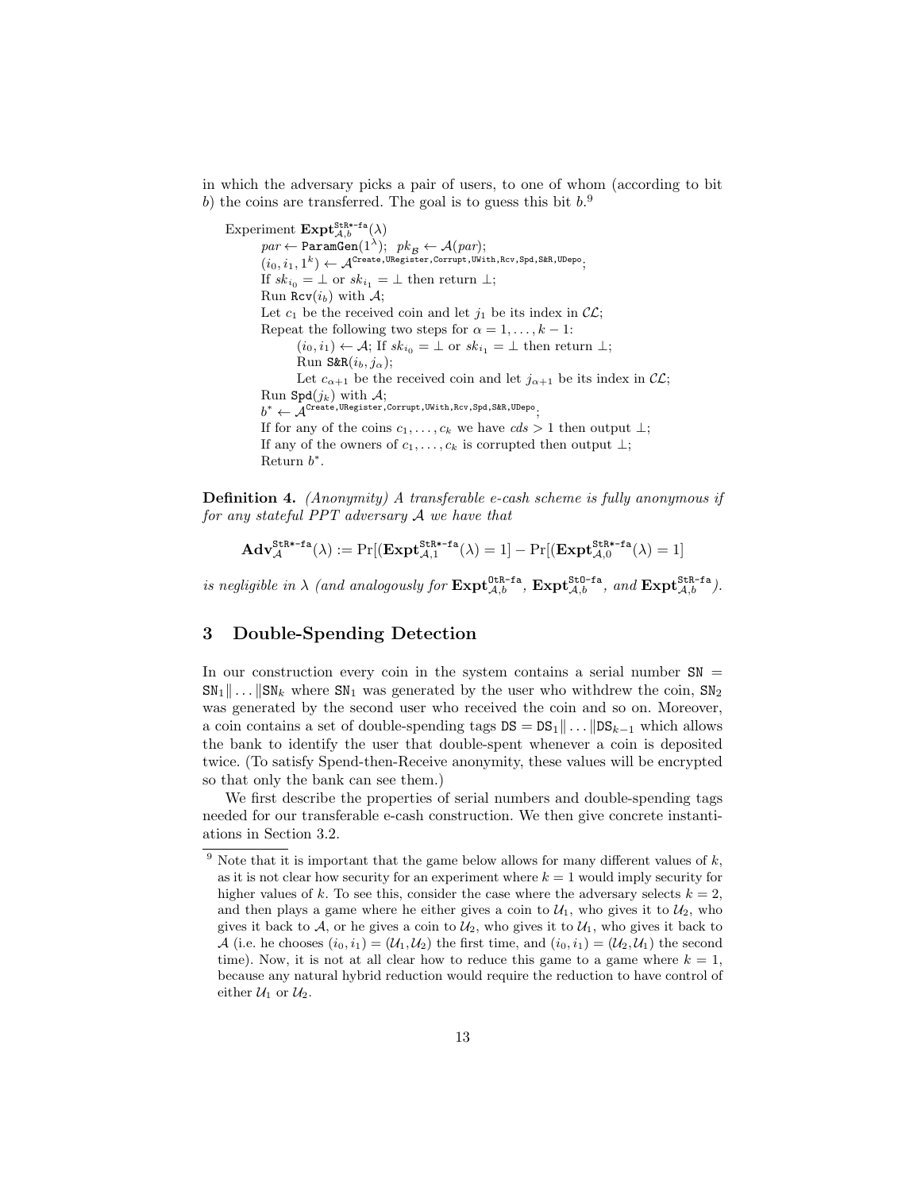in which the adversary picks a pair of users, to one of whom (according to bit $b$) the coins are transferred. The goal is to guess this bit $b$.[9]

Experiment $\mathbf{Expt}^{\texttt{StR*-fa}}_{\mathcal{A},b}(\lambda)$

- $par \leftarrow \texttt{ParamGen}(1^\lambda)$; $pk_{\mathcal{B}} \leftarrow \mathcal{A}(par)$;
- $(i_0, i_1, 1^k) \leftarrow \mathcal{A}^{\texttt{Create},\texttt{URegister},\texttt{Corrupt},\texttt{UWith},\texttt{Rcv},\texttt{Spd},\texttt{S\&R},\texttt{UDepo}}$;
- If $sk_{i_0} = \perp$ or $sk_{i_1} = \perp$ then return $\perp$;
- Run $\texttt{Rcv}(i_b)$ with $\mathcal{A}$;
- Let $c_1$ be the received coin and let $j_1$ be its index in $\mathcal{CL}$;
- Repeat the following two steps for $\alpha = 1, \ldots, k-1$:
  - $(i_0, i_1) \leftarrow \mathcal{A}$; If $sk_{i_0} = \perp$ or $sk_{i_1} = \perp$ then return $\perp$;
  - Run $\texttt{S\&R}(i_b, j_\alpha)$;
  - Let $c_{\alpha+1}$ be the received coin and let $j_{\alpha+1}$ be its index in $\mathcal{CL}$;
- Run $\texttt{Spd}(j_k)$ with $\mathcal{A}$;
- $b^* \leftarrow \mathcal{A}^{\texttt{Create},\texttt{URegister},\texttt{Corrupt},\texttt{UWith},\texttt{Rcv},\texttt{Spd},\texttt{S\&R},\texttt{UDepo}}$;
- If for any of the coins $c_1, \ldots, c_k$ we have $cds > 1$ then output $\perp$;
- If any of the owners of $c_1, \ldots, c_k$ is corrupted then output $\perp$;
- Return $b^*$.

**Definition 4.** *(Anonymity) A transferable e-cash scheme is fully anonymous if for any stateful PPT adversary $\mathcal{A}$ we have that*

$$\mathbf{Adv}^{\texttt{StR*-fa}}_{\mathcal{A}}(\lambda) := \Pr[(\mathbf{Expt}^{\texttt{StR*-fa}}_{\mathcal{A},1}(\lambda) = 1] - \Pr[(\mathbf{Expt}^{\texttt{StR*-fa}}_{\mathcal{A},0}(\lambda) = 1]$$

*is negligible in $\lambda$ (and analogously for $\mathbf{Expt}^{\texttt{OtR-fa}}_{\mathcal{A},b}$, $\mathbf{Expt}^{\texttt{StO-fa}}_{\mathcal{A},b}$, and $\mathbf{Expt}^{\texttt{StR-fa}}_{\mathcal{A},b}$).*

## 3 Double-Spending Detection

In our construction every coin in the system contains a serial number $\texttt{SN} = \texttt{SN}_1 \| \ldots \| \texttt{SN}_k$ where $\texttt{SN}_1$ was generated by the user who withdrew the coin, $\texttt{SN}_2$ was generated by the second user who received the coin and so on. Moreover, a coin contains a set of double-spending tags $\texttt{DS} = \texttt{DS}_1 \| \ldots \| \texttt{DS}_{k-1}$ which allows the bank to identify the user that double-spent whenever a coin is deposited twice. (To satisfy Spend-then-Receive anonymity, these values will be encrypted so that only the bank can see them.)

We first describe the properties of serial numbers and double-spending tags needed for our transferable e-cash construction. We then give concrete instantiations in Section 3.2.

[9] Note that it is important that the game below allows for many different values of $k$, as it is not clear how security for an experiment where $k = 1$ would imply security for higher values of $k$. To see this, consider the case where the adversary selects $k = 2$, and then plays a game where he either gives a coin to $\mathcal{U}_1$, who gives it to $\mathcal{U}_2$, who gives it back to $\mathcal{A}$, or he gives a coin to $\mathcal{U}_2$, who gives it to $\mathcal{U}_1$, who gives it back to $\mathcal{A}$ (i.e. he chooses $(i_0, i_1) = (\mathcal{U}_1, \mathcal{U}_2)$ the first time, and $(i_0, i_1) = (\mathcal{U}_2, \mathcal{U}_1)$ the second time). Now, it is not at all clear how to reduce this game to a game where $k = 1$, because any natural hybrid reduction would require the reduction to have control of either $\mathcal{U}_1$ or $\mathcal{U}_2$.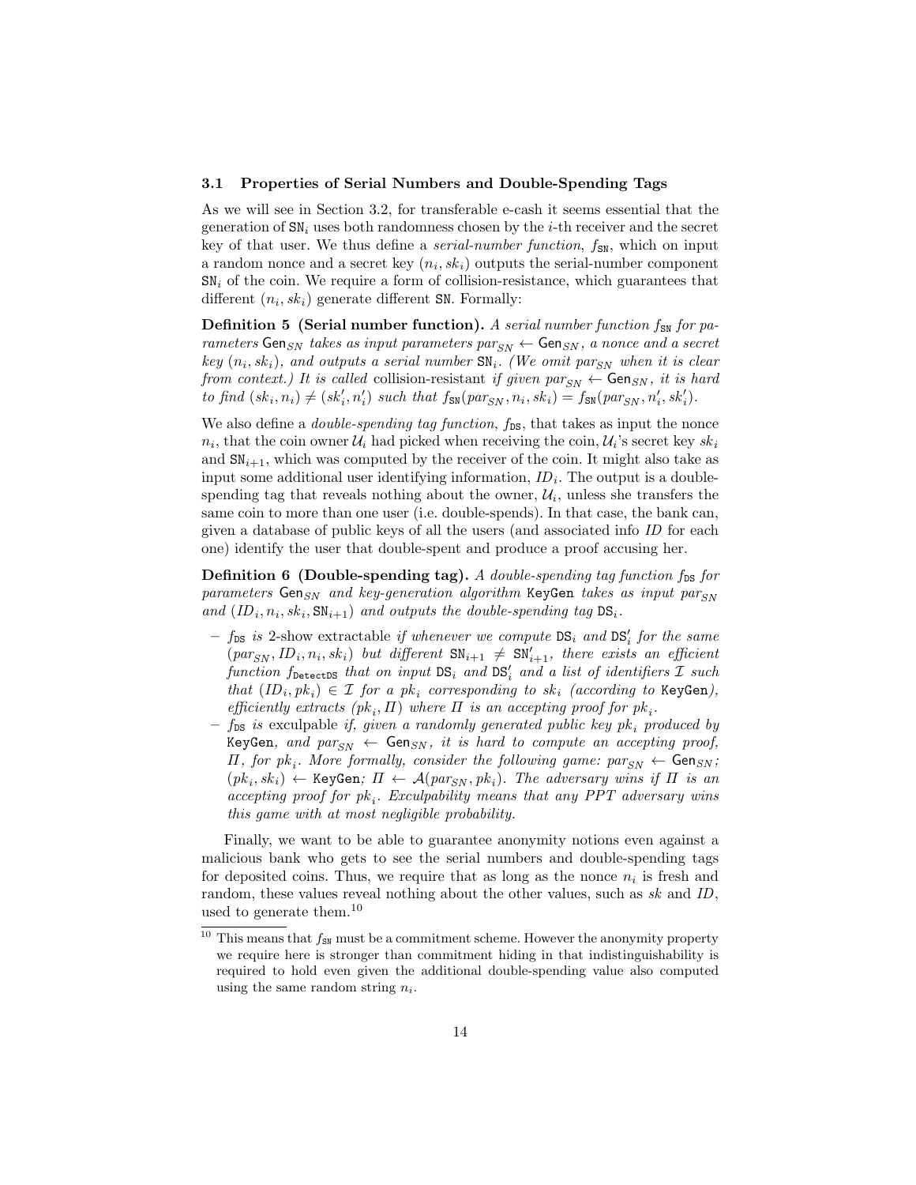### 3.1 Properties of Serial Numbers and Double-Spending Tags

As we will see in Section 3.2, for transferable e-cash it seems essential that the generation of $\mathtt{SN}_i$ uses both randomness chosen by the $i$-th receiver and the secret key of that user. We thus define a *serial-number function*, $f_{\mathtt{SN}}$, which on input a random nonce and a secret key $(n_i, sk_i)$ outputs the serial-number component $\mathtt{SN}_i$ of the coin. We require a form of collision-resistance, which guarantees that different $(n_i, sk_i)$ generate different $\mathtt{SN}$. Formally:

**Definition 5 (Serial number function).** *A serial number function $f_{\mathtt{SN}}$ for parameters $\mathsf{Gen}_{SN}$ takes as input parameters $par_{SN} \leftarrow \mathsf{Gen}_{SN}$, a nonce and a secret key $(n_i, sk_i)$, and outputs a serial number $\mathtt{SN}_i$. (We omit $par_{SN}$ when it is clear from context.) It is called* collision-resistant *if given $par_{SN} \leftarrow \mathsf{Gen}_{SN}$, it is hard to find $(sk_i, n_i) \neq (sk'_i, n'_i)$ such that $f_{\mathtt{SN}}(par_{SN}, n_i, sk_i) = f_{\mathtt{SN}}(par_{SN}, n'_i, sk'_i)$.*

We also define a *double-spending tag function*, $f_{\mathtt{DS}}$, that takes as input the nonce $n_i$, that the coin owner $\mathcal{U}_i$ had picked when receiving the coin, $\mathcal{U}_i$'s secret key $sk_i$ and $\mathtt{SN}_{i+1}$, which was computed by the receiver of the coin. It might also take as input some additional user identifying information, $ID_i$. The output is a double-spending tag that reveals nothing about the owner, $\mathcal{U}_i$, unless she transfers the same coin to more than one user (i.e. double-spends). In that case, the bank can, given a database of public keys of all the users (and associated info $ID$ for each one) identify the user that double-spent and produce a proof accusing her.

**Definition 6 (Double-spending tag).** *A double-spending tag function $f_{\mathtt{DS}}$ for parameters $\mathsf{Gen}_{SN}$ and key-generation algorithm $\mathtt{KeyGen}$ takes as input $par_{SN}$ and $(ID_i, n_i, sk_i, \mathtt{SN}_{i+1})$ and outputs the double-spending tag $\mathtt{DS}_i$.*

- *$f_{\mathtt{DS}}$ is* 2-show extractable *if whenever we compute $\mathtt{DS}_i$ and $\mathtt{DS}'_i$ for the same $(par_{SN}, ID_i, n_i, sk_i)$ but different $\mathtt{SN}_{i+1} \neq \mathtt{SN}'_{i+1}$, there exists an efficient function $f_{\mathtt{DetectDS}}$ that on input $\mathtt{DS}_i$ and $\mathtt{DS}'_i$ and a list of identifiers $\mathcal{I}$ such that $(ID_i, pk_i) \in \mathcal{I}$ for a $pk_i$ corresponding to $sk_i$ (according to $\mathtt{KeyGen}$), efficiently extracts $(pk_i, \Pi)$ where $\Pi$ is an accepting proof for $pk_i$.*
- *$f_{\mathtt{DS}}$ is* exculpable *if, given a randomly generated public key $pk_i$ produced by $\mathtt{KeyGen}$, and $par_{SN} \leftarrow \mathsf{Gen}_{SN}$, it is hard to compute an accepting proof, $\Pi$, for $pk_i$. More formally, consider the following game: $par_{SN} \leftarrow \mathsf{Gen}_{SN}$; $(pk_i, sk_i) \leftarrow \mathtt{KeyGen}$; $\Pi \leftarrow \mathcal{A}(par_{SN}, pk_i)$. The adversary wins if $\Pi$ is an accepting proof for $pk_i$. Exculpability means that any PPT adversary wins this game with at most negligible probability.*

Finally, we want to be able to guarantee anonymity notions even against a malicious bank who gets to see the serial numbers and double-spending tags for deposited coins. Thus, we require that as long as the nonce $n_i$ is fresh and random, these values reveal nothing about the other values, such as $sk$ and $ID$, used to generate them.[10]

[10] This means that $f_{\mathtt{SN}}$ must be a commitment scheme. However the anonymity property we require here is stronger than commitment hiding in that indistinguishability is required to hold even given the additional double-spending value also computed using the same random string $n_i$.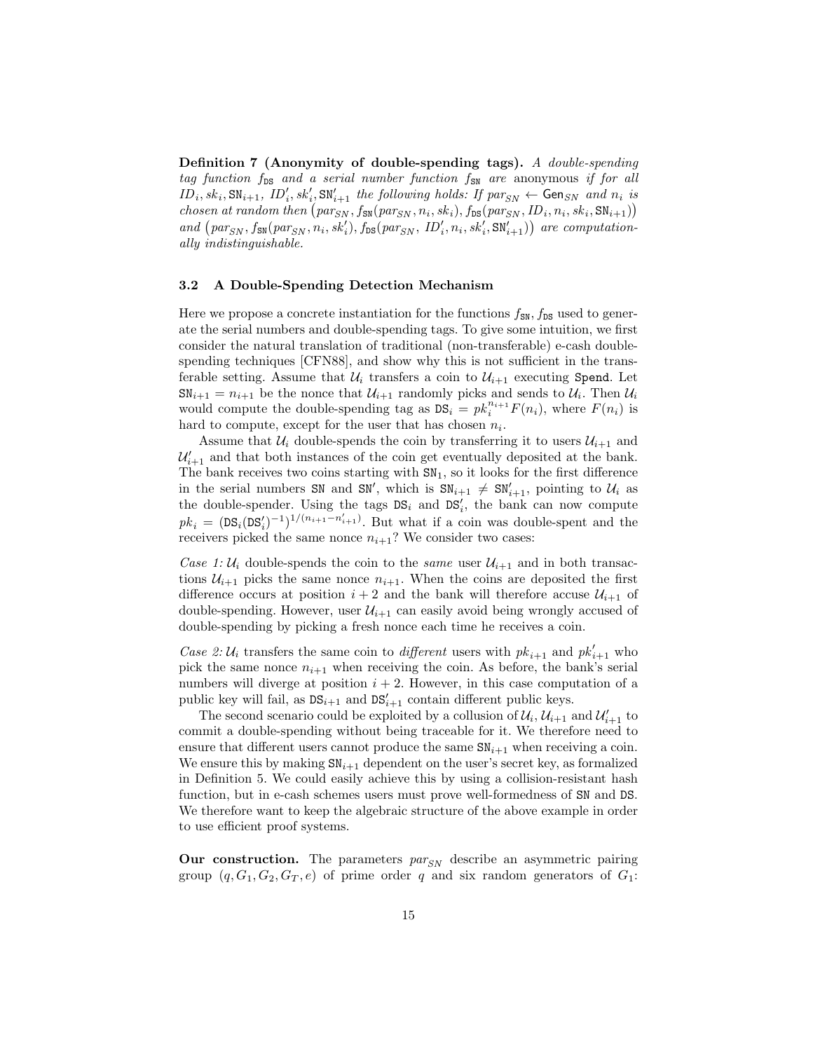**Definition 7 (Anonymity of double-spending tags).** *A double-spending tag function* $f_{\mathtt{DS}}$ *and a serial number function* $f_{\mathtt{SN}}$ *are* anonymous *if for all* $ID_i, sk_i, \mathtt{SN}_{i+1}$, $ID'_i, sk'_i, \mathtt{SN}'_{i+1}$ *the following holds: If* $par_{SN} \leftarrow \mathsf{Gen}_{SN}$ *and* $n_i$ *is chosen at random then* $\big(par_{SN}, f_{\mathtt{SN}}(par_{SN}, n_i, sk_i), f_{\mathtt{DS}}(par_{SN}, ID_i, n_i, sk_i, \mathtt{SN}_{i+1})\big)$ *and* $\big(par_{SN}, f_{\mathtt{SN}}(par_{SN}, n_i, sk'_i), f_{\mathtt{DS}}(par_{SN}, ID'_i, n_i, sk'_i, \mathtt{SN}'_{i+1})\big)$ *are computationally indistinguishable.*

### 3.2 A Double-Spending Detection Mechanism

Here we propose a concrete instantiation for the functions $f_{\mathtt{SN}}, f_{\mathtt{DS}}$ used to generate the serial numbers and double-spending tags. To give some intuition, we first consider the natural translation of traditional (non-transferable) e-cash double-spending techniques [CFN88], and show why this is not sufficient in the transferable setting. Assume that $\mathcal{U}_i$ transfers a coin to $\mathcal{U}_{i+1}$ executing `Spend`. Let $\mathtt{SN}_{i+1} = n_{i+1}$ be the nonce that $\mathcal{U}_{i+1}$ randomly picks and sends to $\mathcal{U}_i$. Then $\mathcal{U}_i$ would compute the double-spending tag as $\mathtt{DS}_i = pk_i^{n_{i+1}} F(n_i)$, where $F(n_i)$ is hard to compute, except for the user that has chosen $n_i$.

Assume that $\mathcal{U}_i$ double-spends the coin by transferring it to users $\mathcal{U}_{i+1}$ and $\mathcal{U}'_{i+1}$ and that both instances of the coin get eventually deposited at the bank. The bank receives two coins starting with $\mathtt{SN}_1$, so it looks for the first difference in the serial numbers $\mathtt{SN}$ and $\mathtt{SN}'$, which is $\mathtt{SN}_{i+1} \neq \mathtt{SN}'_{i+1}$, pointing to $\mathcal{U}_i$ as the double-spender. Using the tags $\mathtt{DS}_i$ and $\mathtt{DS}'_i$, the bank can now compute $pk_i = (\mathtt{DS}_i(\mathtt{DS}'_i)^{-1})^{1/(n_{i+1}-n'_{i+1})}$. But what if a coin was double-spent and the receivers picked the same nonce $n_{i+1}$? We consider two cases:

*Case 1:* $\mathcal{U}_i$ double-spends the coin to the *same* user $\mathcal{U}_{i+1}$ and in both transactions $\mathcal{U}_{i+1}$ picks the same nonce $n_{i+1}$. When the coins are deposited the first difference occurs at position $i+2$ and the bank will therefore accuse $\mathcal{U}_{i+1}$ of double-spending. However, user $\mathcal{U}_{i+1}$ can easily avoid being wrongly accused of double-spending by picking a fresh nonce each time he receives a coin.

*Case 2:* $\mathcal{U}_i$ transfers the same coin to *different* users with $pk_{i+1}$ and $pk'_{i+1}$ who pick the same nonce $n_{i+1}$ when receiving the coin. As before, the bank's serial numbers will diverge at position $i+2$. However, in this case computation of a public key will fail, as $\mathtt{DS}_{i+1}$ and $\mathtt{DS}'_{i+1}$ contain different public keys.

The second scenario could be exploited by a collusion of $\mathcal{U}_i$, $\mathcal{U}_{i+1}$ and $\mathcal{U}'_{i+1}$ to commit a double-spending without being traceable for it. We therefore need to ensure that different users cannot produce the same $\mathtt{SN}_{i+1}$ when receiving a coin. We ensure this by making $\mathtt{SN}_{i+1}$ dependent on the user's secret key, as formalized in Definition 5. We could easily achieve this by using a collision-resistant hash function, but in e-cash schemes users must prove well-formedness of $\mathtt{SN}$ and $\mathtt{DS}$. We therefore want to keep the algebraic structure of the above example in order to use efficient proof systems.

**Our construction.** The parameters $par_{SN}$ describe an asymmetric pairing group $(q, G_1, G_2, G_T, e)$ of prime order $q$ and six random generators of $G_1$: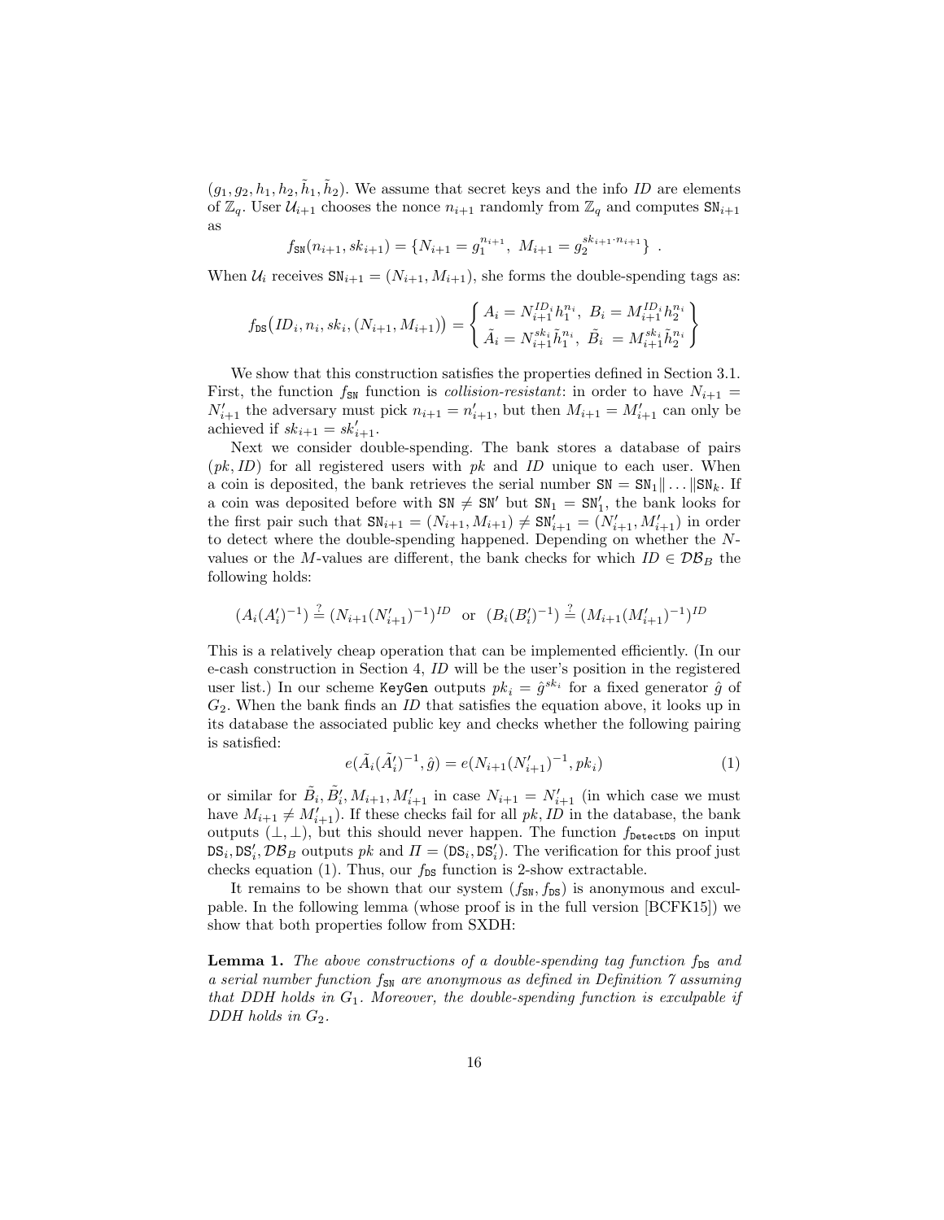$(g_1, g_2, h_1, h_2, \tilde{h}_1, \tilde{h}_2)$. We assume that secret keys and the info $ID$ are elements of $\mathbb{Z}_q$. User $\mathcal{U}_{i+1}$ chooses the nonce $n_{i+1}$ randomly from $\mathbb{Z}_q$ and computes $\mathtt{SN}_{i+1}$ as

$$f_{\mathtt{SN}}(n_{i+1}, sk_{i+1}) = \{N_{i+1} = g_1^{n_{i+1}},\ M_{i+1} = g_2^{sk_{i+1} \cdot n_{i+1}}\} \ .$$

When $\mathcal{U}_i$ receives $\mathtt{SN}_{i+1} = (N_{i+1}, M_{i+1})$, she forms the double-spending tags as:

$$f_{\mathtt{DS}}\big(ID_i, n_i, sk_i, (N_{i+1}, M_{i+1})\big) = \left\{ \begin{array}{l} A_i = N_{i+1}^{ID_i} h_1^{n_i},\ B_i = M_{i+1}^{ID_i} h_2^{n_i} \\ \tilde{A}_i = N_{i+1}^{sk_i} \tilde{h}_1^{n_i},\ \tilde{B}_i \ = M_{i+1}^{sk_i} \tilde{h}_2^{n_i} \end{array} \right\}$$

We show that this construction satisfies the properties defined in Section 3.1. First, the function $f_{\mathtt{SN}}$ function is *collision-resistant*: in order to have $N_{i+1} = N'_{i+1}$ the adversary must pick $n_{i+1} = n'_{i+1}$, but then $M_{i+1} = M'_{i+1}$ can only be achieved if $sk_{i+1} = sk'_{i+1}$.

Next we consider double-spending. The bank stores a database of pairs $(pk, ID)$ for all registered users with $pk$ and $ID$ unique to each user. When a coin is deposited, the bank retrieves the serial number $\mathtt{SN} = \mathtt{SN}_1 \| \ldots \| \mathtt{SN}_k$. If a coin was deposited before with $\mathtt{SN} \neq \mathtt{SN}'$ but $\mathtt{SN}_1 = \mathtt{SN}'_1$, the bank looks for the first pair such that $\mathtt{SN}_{i+1} = (N_{i+1}, M_{i+1}) \neq \mathtt{SN}'_{i+1} = (N'_{i+1}, M'_{i+1})$ in order to detect where the double-spending happened. Depending on whether the $N$-values or the $M$-values are different, the bank checks for which $ID \in \mathcal{DB}_B$ the following holds:

$$(A_i(A'_i)^{-1}) \stackrel{?}{=} (N_{i+1}(N'_{i+1})^{-1})^{ID} \quad \text{or} \quad (B_i(B'_i)^{-1}) \stackrel{?}{=} (M_{i+1}(M'_{i+1})^{-1})^{ID}$$

This is a relatively cheap operation that can be implemented efficiently. (In our e-cash construction in Section 4, $ID$ will be the user's position in the registered user list.) In our scheme $\mathtt{KeyGen}$ outputs $pk_i = \hat{g}^{sk_i}$ for a fixed generator $\hat{g}$ of $G_2$. When the bank finds an $ID$ that satisfies the equation above, it looks up in its database the associated public key and checks whether the following pairing is satisfied:

$$e(\tilde{A}_i(\tilde{A}'_i)^{-1}, \hat{g}) = e(N_{i+1}(N'_{i+1})^{-1}, pk_i) \tag{1}$$

or similar for $\tilde{B}_i, \tilde{B}'_i, M_{i+1}, M'_{i+1}$ in case $N_{i+1} = N'_{i+1}$ (in which case we must have $M_{i+1} \neq M'_{i+1}$). If these checks fail for all $pk, ID$ in the database, the bank outputs $(\bot, \bot)$, but this should never happen. The function $f_{\mathtt{DetectDS}}$ on input $\mathtt{DS}_i, \mathtt{DS}'_i, \mathcal{DB}_B$ outputs $pk$ and $\Pi = (\mathtt{DS}_i, \mathtt{DS}'_i)$. The verification for this proof just checks equation (1). Thus, our $f_{\mathtt{DS}}$ function is 2-show extractable.

It remains to be shown that our system $(f_{\mathtt{SN}}, f_{\mathtt{DS}})$ is anonymous and exculpable. In the following lemma (whose proof is in the full version [BCFK15]) we show that both properties follow from SXDH:

**Lemma 1.** *The above constructions of a double-spending tag function $f_{\mathtt{DS}}$ and a serial number function $f_{\mathtt{SN}}$ are anonymous as defined in Definition 7 assuming that DDH holds in $G_1$. Moreover, the double-spending function is exculpable if DDH holds in $G_2$.*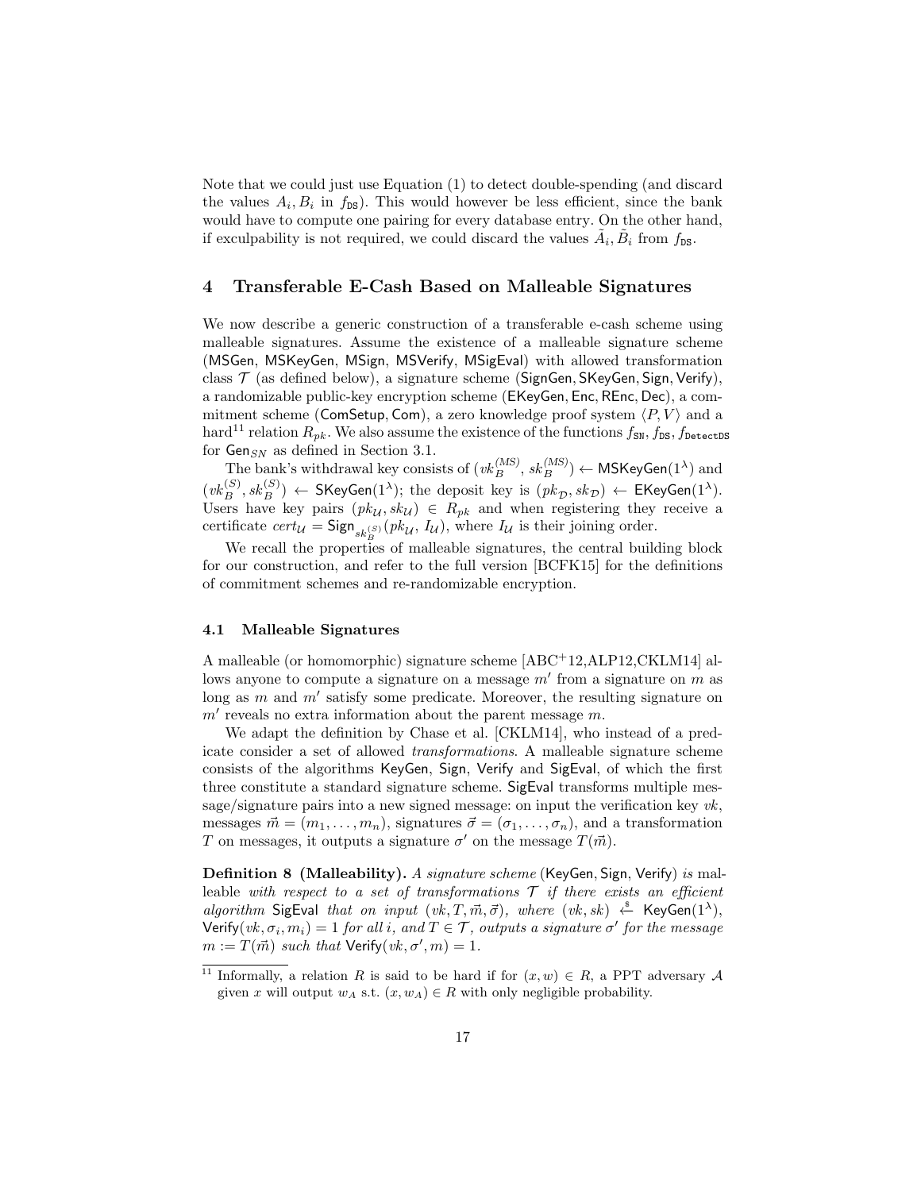Note that we could just use Equation (1) to detect double-spending (and discard the values $A_i, B_i$ in $f_{\mathtt{DS}}$). This would however be less efficient, since the bank would have to compute one pairing for every database entry. On the other hand, if exculpability is not required, we could discard the values $\tilde{A}_i, \tilde{B}_i$ from $f_{\mathtt{DS}}$.

## 4 Transferable E-Cash Based on Malleable Signatures

We now describe a generic construction of a transferable e-cash scheme using malleable signatures. Assume the existence of a malleable signature scheme (MSGen, MSKeyGen, MSign, MSVerify, MSigEval) with allowed transformation class $\mathcal{T}$ (as defined below), a signature scheme (SignGen, SKeyGen, Sign, Verify), a randomizable public-key encryption scheme (EKeyGen, Enc, REnc, Dec), a commitment scheme (ComSetup, Com), a zero knowledge proof system $\langle P, V \rangle$ and a hard[11] relation $R_{pk}$. We also assume the existence of the functions $f_{\mathtt{SN}}, f_{\mathtt{DS}}, f_{\mathtt{DetectDS}}$ for $\mathsf{Gen}_{SN}$ as defined in Section 3.1.

The bank's withdrawal key consists of $(vk_B^{(MS)}, sk_B^{(MS)}) \leftarrow \mathsf{MSKeyGen}(1^\lambda)$ and $(vk_B^{(S)}, sk_B^{(S)}) \leftarrow \mathsf{SKeyGen}(1^\lambda)$; the deposit key is $(pk_{\mathcal{D}}, sk_{\mathcal{D}}) \leftarrow \mathsf{EKeyGen}(1^\lambda)$. Users have key pairs $(pk_{\mathcal{U}}, sk_{\mathcal{U}}) \in R_{pk}$ and when registering they receive a certificate $cert_{\mathcal{U}} = \mathsf{Sign}_{sk_B^{(S)}}(pk_{\mathcal{U}}, I_{\mathcal{U}})$, where $I_{\mathcal{U}}$ is their joining order.

We recall the properties of malleable signatures, the central building block for our construction, and refer to the full version [BCFK15] for the definitions of commitment schemes and re-randomizable encryption.

### 4.1 Malleable Signatures

A malleable (or homomorphic) signature scheme [ABC⁺12,ALP12,CKLM14] allows anyone to compute a signature on a message $m'$ from a signature on $m$ as long as $m$ and $m'$ satisfy some predicate. Moreover, the resulting signature on $m'$ reveals no extra information about the parent message $m$.

We adapt the definition by Chase et al. [CKLM14], who instead of a predicate consider a set of allowed *transformations*. A malleable signature scheme consists of the algorithms KeyGen, Sign, Verify and SigEval, of which the first three constitute a standard signature scheme. SigEval transforms multiple message/signature pairs into a new signed message: on input the verification key $vk$, messages $\vec{m} = (m_1, \ldots, m_n)$, signatures $\vec{\sigma} = (\sigma_1, \ldots, \sigma_n)$, and a transformation $T$ on messages, it outputs a signature $\sigma'$ on the message $T(\vec{m})$.

**Definition 8 (Malleability).** *A signature scheme* (KeyGen, Sign, Verify) *is* malleable *with respect to a set of transformations $\mathcal{T}$ if there exists an efficient algorithm* SigEval *that on input $(vk, T, \vec{m}, \vec{\sigma})$, where $(vk, sk) \xleftarrow{\$} \mathsf{KeyGen}(1^\lambda)$, $\mathsf{Verify}(vk, \sigma_i, m_i) = 1$ for all $i$, and $T \in \mathcal{T}$, outputs a signature $\sigma'$ for the message $m := T(\vec{m})$ such that $\mathsf{Verify}(vk, \sigma', m) = 1$.*

[11] Informally, a relation $R$ is said to be hard if for $(x, w) \in R$, a PPT adversary $\mathcal{A}$ given $x$ will output $w_A$ s.t. $(x, w_A) \in R$ with only negligible probability.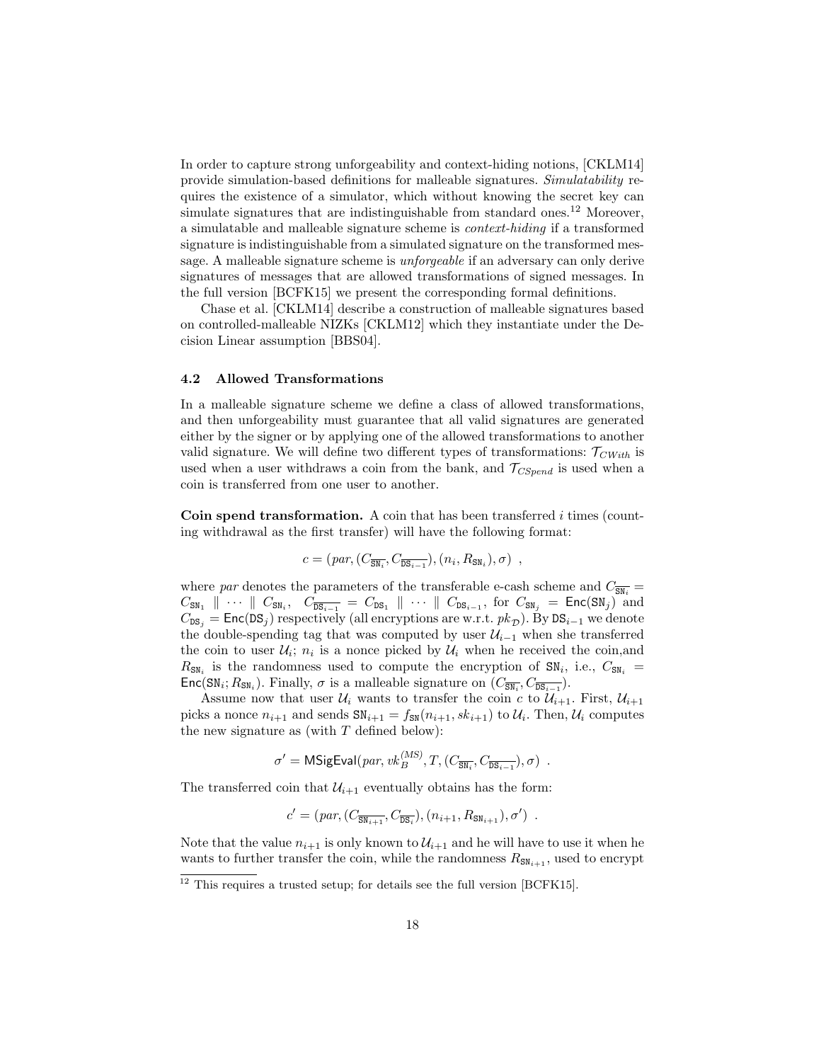In order to capture strong unforgeability and context-hiding notions, [CKLM14] provide simulation-based definitions for malleable signatures. *Simulatability* requires the existence of a simulator, which without knowing the secret key can simulate signatures that are indistinguishable from standard ones.[12] Moreover, a simulatable and malleable signature scheme is *context-hiding* if a transformed signature is indistinguishable from a simulated signature on the transformed message. A malleable signature scheme is *unforgeable* if an adversary can only derive signatures of messages that are allowed transformations of signed messages. In the full version [BCFK15] we present the corresponding formal definitions.

Chase et al. [CKLM14] describe a construction of malleable signatures based on controlled-malleable NIZKs [CKLM12] which they instantiate under the Decision Linear assumption [BBS04].

### 4.2 Allowed Transformations

In a malleable signature scheme we define a class of allowed transformations, and then unforgeability must guarantee that all valid signatures are generated either by the signer or by applying one of the allowed transformations to another valid signature. We will define two different types of transformations: $\mathcal{T}_{CWith}$ is used when a user withdraws a coin from the bank, and $\mathcal{T}_{CSpend}$ is used when a coin is transferred from one user to another.

**Coin spend transformation.** A coin that has been transferred $i$ times (counting withdrawal as the first transfer) will have the following format:

$$c = (par, (C_{\overline{\mathtt{SN}_i}}, C_{\overline{\mathtt{DS}_{i-1}}}), (n_i, R_{\mathtt{SN}_i}), \sigma) \ ,$$

where $par$ denotes the parameters of the transferable e-cash scheme and $C_{\overline{\mathtt{SN}_i}} = C_{\mathtt{SN}_1} \parallel \cdots \parallel C_{\mathtt{SN}_i}$, $C_{\overline{\mathtt{DS}_{i-1}}} = C_{\mathtt{DS}_1} \parallel \cdots \parallel C_{\mathtt{DS}_{i-1}}$, for $C_{\mathtt{SN}_j} = \mathsf{Enc}(\mathtt{SN}_j)$ and $C_{\mathtt{DS}_j} = \mathsf{Enc}(\mathtt{DS}_j)$ respectively (all encryptions are w.r.t. $pk_{\mathcal{D}}$). By $\mathtt{DS}_{i-1}$ we denote the double-spending tag that was computed by user $\mathcal{U}_{i-1}$ when she transferred the coin to user $\mathcal{U}_i$; $n_i$ is a nonce picked by $\mathcal{U}_i$ when he received the coin,and $R_{\mathtt{SN}_i}$ is the randomness used to compute the encryption of $\mathtt{SN}_i$, i.e., $C_{\mathtt{SN}_i} = \mathsf{Enc}(\mathtt{SN}_i; R_{\mathtt{SN}_i})$. Finally, $\sigma$ is a malleable signature on $(C_{\overline{\mathtt{SN}_i}}, C_{\overline{\mathtt{DS}_{i-1}}})$.

Assume now that user $\mathcal{U}_i$ wants to transfer the coin $c$ to $\mathcal{U}_{i+1}$. First, $\mathcal{U}_{i+1}$ picks a nonce $n_{i+1}$ and sends $\mathtt{SN}_{i+1} = f_{\mathtt{SN}}(n_{i+1}, sk_{i+1})$ to $\mathcal{U}_i$. Then, $\mathcal{U}_i$ computes the new signature as (with $T$ defined below):

$$\sigma' = \mathsf{MSigEval}(par, vk_B^{(MS)}, T, (C_{\overline{\mathtt{SN}_i}}, C_{\overline{\mathtt{DS}_{i-1}}}), \sigma) \ .$$

The transferred coin that $\mathcal{U}_{i+1}$ eventually obtains has the form:

$$c' = (par, (C_{\overline{\mathtt{SN}_{i+1}}}, C_{\overline{\mathtt{DS}_i}}), (n_{i+1}, R_{\mathtt{SN}_{i+1}}), \sigma') \ .$$

Note that the value $n_{i+1}$ is only known to $\mathcal{U}_{i+1}$ and he will have to use it when he wants to further transfer the coin, while the randomness $R_{\mathtt{SN}_{i+1}}$, used to encrypt

[12] This requires a trusted setup; for details see the full version [BCFK15].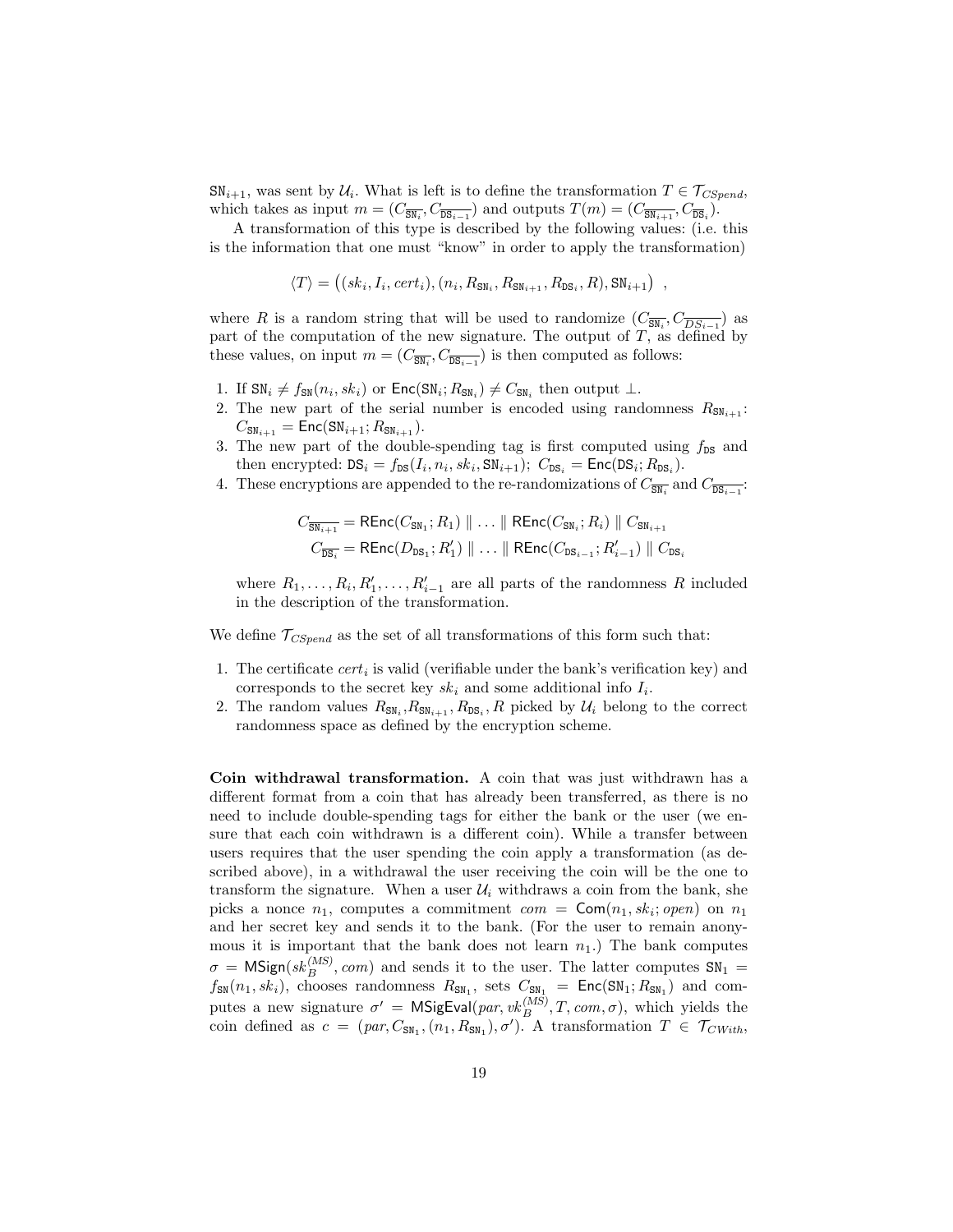$\mathtt{SN}_{i+1}$, was sent by $\mathcal{U}_i$. What is left is to define the transformation $T \in \mathcal{T}_{CSpend}$, which takes as input $m = (C_{\overline{\mathtt{SN}_i}}, C_{\overline{\mathtt{DS}_{i-1}}})$ and outputs $T(m) = (C_{\overline{\mathtt{SN}_{i+1}}}, C_{\overline{\mathtt{DS}_i}})$.

A transformation of this type is described by the following values: (i.e. this is the information that one must "know" in order to apply the transformation)

$$\langle T \rangle = \big((sk_i, I_i, cert_i), (n_i, R_{\mathtt{SN}_i}, R_{\mathtt{SN}_{i+1}}, R_{\mathtt{DS}_i}, R), \mathtt{SN}_{i+1}\big) \ ,$$

where $R$ is a random string that will be used to randomize $(C_{\overline{\mathtt{SN}_i}}, C_{\overline{DS_{i-1}}})$ as part of the computation of the new signature. The output of $T$, as defined by these values, on input $m = (C_{\overline{\mathtt{SN}_i}}, C_{\overline{\mathtt{DS}_{i-1}}})$ is then computed as follows:

1. If $\mathtt{SN}_i \neq f_{\mathtt{SN}}(n_i, sk_i)$ or $\mathsf{Enc}(\mathtt{SN}_i; R_{\mathtt{SN}_i}) \neq C_{\mathtt{SN}_i}$ then output $\perp$.
2. The new part of the serial number is encoded using randomness $R_{\mathtt{SN}_{i+1}}$: $C_{\mathtt{SN}_{i+1}} = \mathsf{Enc}(\mathtt{SN}_{i+1}; R_{\mathtt{SN}_{i+1}})$.
3. The new part of the double-spending tag is first computed using $f_{\mathtt{DS}}$ and then encrypted: $\mathtt{DS}_i = f_{\mathtt{DS}}(I_i, n_i, sk_i, \mathtt{SN}_{i+1})$; $C_{\mathtt{DS}_i} = \mathsf{Enc}(\mathtt{DS}_i; R_{\mathtt{DS}_i})$.
4. These encryptions are appended to the re-randomizations of $C_{\overline{\mathtt{SN}_i}}$ and $C_{\overline{\mathtt{DS}_{i-1}}}$:

$$C_{\overline{\mathtt{SN}_{i+1}}} = \mathsf{REnc}(C_{\mathtt{SN}_1}; R_1) \parallel \ldots \parallel \mathsf{REnc}(C_{\mathtt{SN}_i}; R_i) \parallel C_{\mathtt{SN}_{i+1}}$$
$$C_{\overline{\mathtt{DS}_i}} = \mathsf{REnc}(D_{\mathtt{DS}_1}; R'_1) \parallel \ldots \parallel \mathsf{REnc}(C_{\mathtt{DS}_{i-1}}; R'_{i-1}) \parallel C_{\mathtt{DS}_i}$$

   where $R_1, \ldots, R_i, R'_1, \ldots, R'_{i-1}$ are all parts of the randomness $R$ included in the description of the transformation.

We define $\mathcal{T}_{CSpend}$ as the set of all transformations of this form such that:

1. The certificate $cert_i$ is valid (verifiable under the bank's verification key) and corresponds to the secret key $sk_i$ and some additional info $I_i$.
2. The random values $R_{\mathtt{SN}_i}, R_{\mathtt{SN}_{i+1}}, R_{\mathtt{DS}_i}, R$ picked by $\mathcal{U}_i$ belong to the correct randomness space as defined by the encryption scheme.

**Coin withdrawal transformation.** A coin that was just withdrawn has a different format from a coin that has already been transferred, as there is no need to include double-spending tags for either the bank or the user (we ensure that each coin withdrawn is a different coin). While a transfer between users requires that the user spending the coin apply a transformation (as described above), in a withdrawal the user receiving the coin will be the one to transform the signature. When a user $\mathcal{U}_i$ withdraws a coin from the bank, she picks a nonce $n_1$, computes a commitment $com = \mathsf{Com}(n_1, sk_i; open)$ on $n_1$ and her secret key and sends it to the bank. (For the user to remain anonymous it is important that the bank does not learn $n_1$.) The bank computes $\sigma = \mathsf{MSign}(sk_B^{(MS)}, com)$ and sends it to the user. The latter computes $\mathtt{SN}_1 = f_{\mathtt{SN}}(n_1, sk_i)$, chooses randomness $R_{\mathtt{SN}_1}$, sets $C_{\mathtt{SN}_1} = \mathsf{Enc}(\mathtt{SN}_1; R_{\mathtt{SN}_1})$ and computes a new signature $\sigma' = \mathsf{MSigEval}(par, vk_B^{(MS)}, T, com, \sigma)$, which yields the coin defined as $c = (par, C_{\mathtt{SN}_1}, (n_1, R_{\mathtt{SN}_1}), \sigma')$. A transformation $T \in \mathcal{T}_{CWith}$,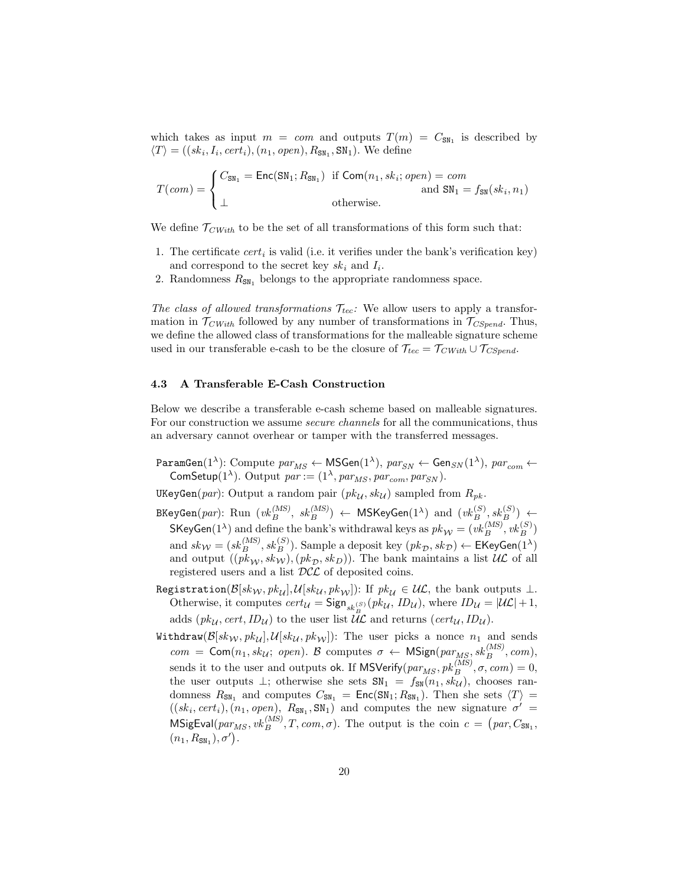which takes as input $m = com$ and outputs $T(m) = C_{\mathtt{SN}_1}$ is described by $\langle T \rangle = ((sk_i, I_i, cert_i), (n_1, open), R_{\mathtt{SN}_1}, \mathtt{SN}_1)$. We define

$$T(com) = \begin{cases} C_{\mathtt{SN}_1} = \mathsf{Enc}(\mathtt{SN}_1; R_{\mathtt{SN}_1}) & \text{if } \mathsf{Com}(n_1, sk_i; open) = com \\ & \quad \text{and } \mathtt{SN}_1 = f_{\mathtt{SN}}(sk_i, n_1) \\ \bot & \text{otherwise.} \end{cases}$$

We define $\mathcal{T}_{CWith}$ to be the set of all transformations of this form such that:

1. The certificate $cert_i$ is valid (i.e. it verifies under the bank's verification key) and correspond to the secret key $sk_i$ and $I_i$.
2. Randomness $R_{\mathtt{SN}_1}$ belongs to the appropriate randomness space.

*The class of allowed transformations $\mathcal{T}_{tec}$:* We allow users to apply a transformation in $\mathcal{T}_{CWith}$ followed by any number of transformations in $\mathcal{T}_{CSpend}$. Thus, we define the allowed class of transformations for the malleable signature scheme used in our transferable e-cash to be the closure of $\mathcal{T}_{tec} = \mathcal{T}_{CWith} \cup \mathcal{T}_{CSpend}$.

### 4.3 A Transferable E-Cash Construction

Below we describe a transferable e-cash scheme based on malleable signatures. For our construction we assume *secure channels* for all the communications, thus an adversary cannot overhear or tamper with the transferred messages.

$\mathtt{ParamGen}(1^\lambda)$: Compute $par_{MS} \leftarrow \mathsf{MSGen}(1^\lambda)$, $par_{SN} \leftarrow \mathsf{Gen}_{SN}(1^\lambda)$, $par_{com} \leftarrow \mathsf{ComSetup}(1^\lambda)$. Output $par := (1^\lambda, par_{MS}, par_{com}, par_{SN})$.

$\mathtt{UKeyGen}(par)$: Output a random pair $(pk_{\mathcal{U}}, sk_{\mathcal{U}})$ sampled from $R_{pk}$.

$\mathtt{BKeyGen}(par)$: Run $(vk_B^{(MS)}, sk_B^{(MS)}) \leftarrow \mathsf{MSKeyGen}(1^\lambda)$ and $(vk_B^{(S)}, sk_B^{(S)}) \leftarrow \mathsf{SKeyGen}(1^\lambda)$ and define the bank's withdrawal keys as $pk_{\mathcal{W}} = (vk_B^{(MS)}, vk_B^{(S)})$ and $sk_{\mathcal{W}} = (sk_B^{(MS)}, sk_B^{(S)})$. Sample a deposit key $(pk_{\mathcal{D}}, sk_{\mathcal{D}}) \leftarrow \mathsf{EKeyGen}(1^\lambda)$ and output $((pk_{\mathcal{W}}, sk_{\mathcal{W}}), (pk_{\mathcal{D}}, sk_D))$. The bank maintains a list $\mathcal{UL}$ of all registered users and a list $\mathcal{DCL}$ of deposited coins.

$\mathtt{Registration}(\mathcal{B}[sk_{\mathcal{W}}, pk_{\mathcal{U}}], \mathcal{U}[sk_{\mathcal{U}}, pk_{\mathcal{W}}])$: If $pk_{\mathcal{U}} \in \mathcal{UL}$, the bank outputs $\bot$. Otherwise, it computes $cert_{\mathcal{U}} = \mathsf{Sign}_{sk_B^{(S)}}(pk_{\mathcal{U}}, ID_{\mathcal{U}})$, where $ID_{\mathcal{U}} = |\mathcal{UL}| + 1$, adds $(pk_{\mathcal{U}}, cert, ID_{\mathcal{U}})$ to the user list $\mathcal{UL}$ and returns $(cert_{\mathcal{U}}, ID_{\mathcal{U}})$.

$\mathtt{Withdraw}(\mathcal{B}[sk_{\mathcal{W}}, pk_{\mathcal{U}}], \mathcal{U}[sk_{\mathcal{U}}, pk_{\mathcal{W}}])$: The user picks a nonce $n_1$ and sends $com = \mathsf{Com}(n_1, sk_{\mathcal{U}};\ open)$. $\mathcal{B}$ computes $\sigma \leftarrow \mathsf{MSign}(par_{MS}, sk_B^{(MS)}, com)$, sends it to the user and outputs $\mathsf{ok}$. If $\mathsf{MSVerify}(par_{MS}, pk_B^{(MS)}, \sigma, com) = 0$, the user outputs $\bot$; otherwise she sets $\mathtt{SN}_1 = f_{\mathtt{SN}}(n_1, sk_{\mathcal{U}})$, chooses randomness $R_{\mathtt{SN}_1}$ and computes $C_{\mathtt{SN}_1} = \mathsf{Enc}(\mathtt{SN}_1; R_{\mathtt{SN}_1})$. Then she sets $\langle T \rangle = ((sk_i, cert_i), (n_1, open), R_{\mathtt{SN}_1}, \mathtt{SN}_1)$ and computes the new signature $\sigma' = \mathsf{MSigEval}(par_{MS}, vk_B^{(MS)}, T, com, \sigma)$. The output is the coin $c = \big(par, C_{\mathtt{SN}_1}, (n_1, R_{\mathtt{SN}_1}), \sigma'\big)$.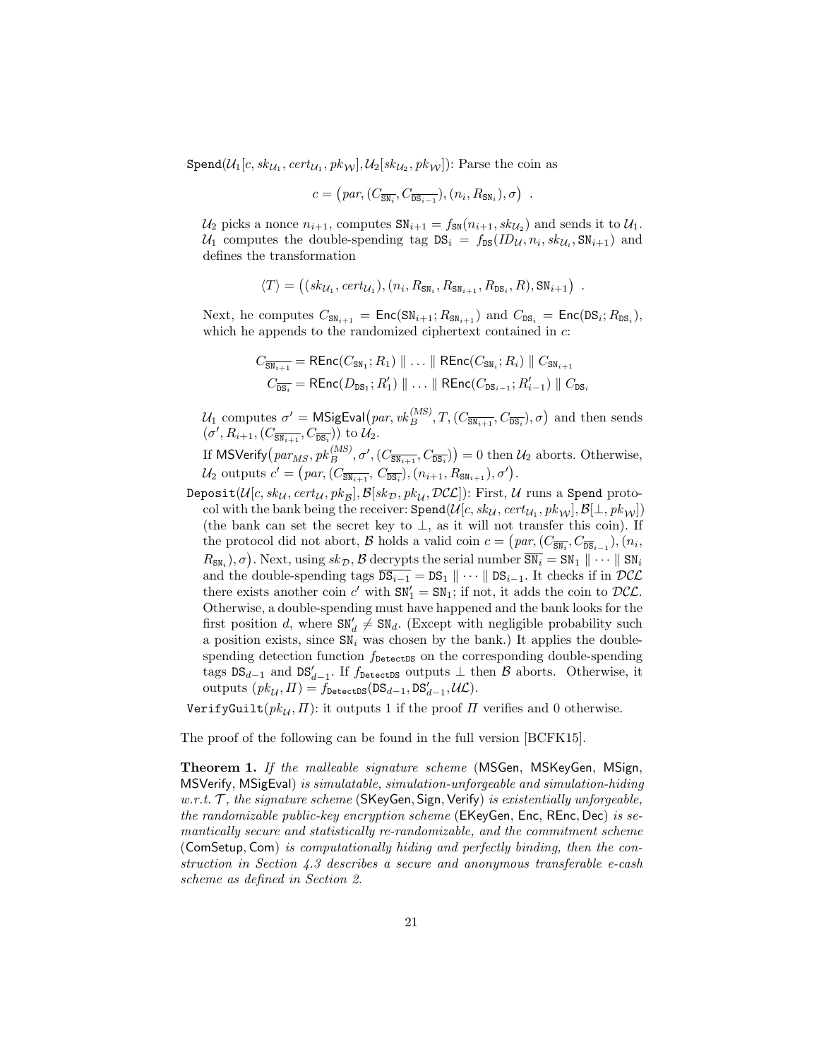$\mathtt{Spend}(\mathcal{U}_1[c, sk_{\mathcal{U}_1}, cert_{\mathcal{U}_1}, pk_{\mathcal{W}}], \mathcal{U}_2[sk_{\mathcal{U}_2}, pk_{\mathcal{W}}])$: Parse the coin as

$$c = \big(par, (C_{\overline{\mathtt{SN}_i}}, C_{\overline{\mathtt{DS}_{i-1}}}), (n_i, R_{\mathtt{SN}_i}), \sigma\big) \enspace .$$

$\mathcal{U}_2$ picks a nonce $n_{i+1}$, computes $\mathtt{SN}_{i+1} = f_{\mathtt{SN}}(n_{i+1}, sk_{\mathcal{U}_2})$ and sends it to $\mathcal{U}_1$. $\mathcal{U}_1$ computes the double-spending tag $\mathtt{DS}_i = f_{\mathtt{DS}}(ID_{\mathcal{U}}, n_i, sk_{\mathcal{U}_i}, \mathtt{SN}_{i+1})$ and defines the transformation

$$\langle T \rangle = \big((sk_{\mathcal{U}_1}, cert_{\mathcal{U}_1}), (n_i, R_{\mathtt{SN}_i}, R_{\mathtt{SN}_{i+1}}, R_{\mathtt{DS}_i}, R), \mathtt{SN}_{i+1}\big) \enspace .$$

Next, he computes $C_{\mathtt{SN}_{i+1}} = \mathsf{Enc}(\mathtt{SN}_{i+1}; R_{\mathtt{SN}_{i+1}})$ and $C_{\mathtt{DS}_i} = \mathsf{Enc}(\mathtt{DS}_i; R_{\mathtt{DS}_i})$, which he appends to the randomized ciphertext contained in $c$:

$$C_{\overline{\mathtt{SN}_{i+1}}} = \mathsf{REnc}(C_{\mathtt{SN}_1}; R_1) \parallel \ldots \parallel \mathsf{REnc}(C_{\mathtt{SN}_i}; R_i) \parallel C_{\mathtt{SN}_{i+1}}$$
$$C_{\overline{\mathtt{DS}_i}} = \mathsf{REnc}(D_{\mathtt{DS}_1}; R'_1) \parallel \ldots \parallel \mathsf{REnc}(C_{\mathtt{DS}_{i-1}}; R'_{i-1}) \parallel C_{\mathtt{DS}_i}$$

$\mathcal{U}_1$ computes $\sigma' = \mathsf{MSigEval}\big(par, vk_B^{(MS)}, T, (C_{\overline{\mathtt{SN}_{i+1}}}, C_{\overline{\mathtt{DS}_i}}), \sigma\big)$ and then sends $(\sigma', R_{i+1}, (C_{\overline{\mathtt{SN}_{i+1}}}, C_{\overline{\mathtt{DS}_i}}))$ to $\mathcal{U}_2$.

If $\mathsf{MSVerify}\big(par_{MS}, pk_B^{(MS)}, \sigma', (C_{\overline{\mathtt{SN}_{i+1}}}, C_{\overline{\mathtt{DS}_i}})\big) = 0$ then $\mathcal{U}_2$ aborts. Otherwise, $\mathcal{U}_2$ outputs $c' = \big(par, (C_{\overline{\mathtt{SN}_{i+1}}}, C_{\overline{\mathtt{DS}_i}}), (n_{i+1}, R_{\mathtt{SN}_{i+1}}), \sigma'\big)$.

$\mathtt{Deposit}(\mathcal{U}[c, sk_{\mathcal{U}}, cert_{\mathcal{U}}, pk_{\mathcal{B}}], \mathcal{B}[sk_{\mathcal{D}}, pk_{\mathcal{U}}, \mathcal{DCL}])$: First, $\mathcal{U}$ runs a $\mathtt{Spend}$ protocol with the bank being the receiver: $\mathtt{Spend}(\mathcal{U}[c, sk_{\mathcal{U}}, cert_{\mathcal{U}_1}, pk_{\mathcal{W}}], \mathcal{B}[\perp, pk_{\mathcal{W}}])$ (the bank can set the secret key to $\perp$, as it will not transfer this coin). If the protocol did not abort, $\mathcal{B}$ holds a valid coin $c = \big(par, (C_{\overline{\mathtt{SN}_i}}, C_{\overline{\mathtt{DS}_{i-1}}}), (n_i, R_{\mathtt{SN}_i}), \sigma\big)$. Next, using $sk_{\mathcal{D}}$, $\mathcal{B}$ decrypts the serial number $\overline{\mathtt{SN}_i} = \mathtt{SN}_1 \parallel \cdots \parallel \mathtt{SN}_i$ and the double-spending tags $\overline{\mathtt{DS}_{i-1}} = \mathtt{DS}_1 \parallel \cdots \parallel \mathtt{DS}_{i-1}$. It checks if in $\mathcal{DCL}$ there exists another coin $c'$ with $\mathtt{SN}'_1 = \mathtt{SN}_1$; if not, it adds the coin to $\mathcal{DCL}$. Otherwise, a double-spending must have happened and the bank looks for the first position $d$, where $\mathtt{SN}'_d \neq \mathtt{SN}_d$. (Except with negligible probability such a position exists, since $\mathtt{SN}_i$ was chosen by the bank.) It applies the double-spending detection function $f_{\mathtt{DetectDS}}$ on the corresponding double-spending tags $\mathtt{DS}_{d-1}$ and $\mathtt{DS}'_{d-1}$. If $f_{\mathtt{DetectDS}}$ outputs $\perp$ then $\mathcal{B}$ aborts. Otherwise, it outputs $(pk_{\mathcal{U}}, \Pi) = f_{\mathtt{DetectDS}}(\mathtt{DS}_{d-1}, \mathtt{DS}'_{d-1}, \mathcal{UL})$.

$\mathtt{VerifyGuilt}(pk_{\mathcal{U}}, \Pi)$: it outputs 1 if the proof $\Pi$ verifies and 0 otherwise.

The proof of the following can be found in the full version [BCFK15].

**Theorem 1.** *If the malleable signature scheme* (MSGen, MSKeyGen, MSign, MSVerify, MSigEval) *is simulatable, simulation-unforgeable and simulation-hiding w.r.t.* $\mathcal{T}$*, the signature scheme* (SKeyGen, Sign, Verify) *is existentially unforgeable, the randomizable public-key encryption scheme* (EKeyGen, Enc, REnc, Dec) *is semantically secure and statistically re-randomizable, and the commitment scheme* (ComSetup, Com) *is computationally hiding and perfectly binding, then the construction in Section 4.3 describes a secure and anonymous transferable e-cash scheme as defined in Section 2.*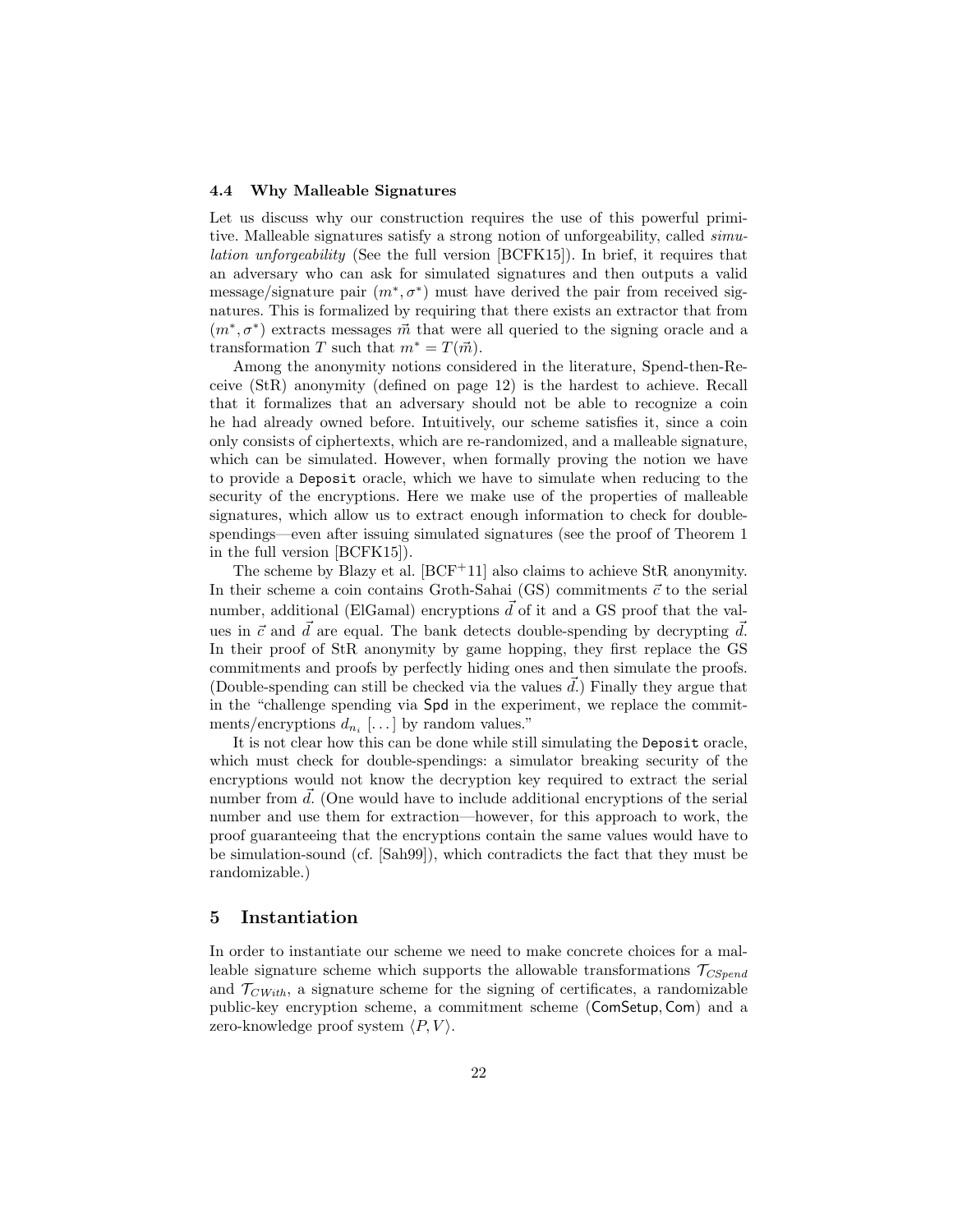### 4.4 Why Malleable Signatures

Let us discuss why our construction requires the use of this powerful primitive. Malleable signatures satisfy a strong notion of unforgeability, called *simulation unforgeability* (See the full version [BCFK15]). In brief, it requires that an adversary who can ask for simulated signatures and then outputs a valid message/signature pair $(m^*, \sigma^*)$ must have derived the pair from received signatures. This is formalized by requiring that there exists an extractor that from $(m^*, \sigma^*)$ extracts messages $\vec{m}$ that were all queried to the signing oracle and a transformation $T$ such that $m^* = T(\vec{m})$.

Among the anonymity notions considered in the literature, Spend-then-Receive (StR) anonymity (defined on page 12) is the hardest to achieve. Recall that it formalizes that an adversary should not be able to recognize a coin he had already owned before. Intuitively, our scheme satisfies it, since a coin only consists of ciphertexts, which are re-randomized, and a malleable signature, which can be simulated. However, when formally proving the notion we have to provide a `Deposit` oracle, which we have to simulate when reducing to the security of the encryptions. Here we make use of the properties of malleable signatures, which allow us to extract enough information to check for double-spendings—even after issuing simulated signatures (see the proof of Theorem 1 in the full version [BCFK15]).

The scheme by Blazy et al. [BCF+11] also claims to achieve StR anonymity. In their scheme a coin contains Groth-Sahai (GS) commitments $\vec{c}$ to the serial number, additional (ElGamal) encryptions $\vec{d}$ of it and a GS proof that the values in $\vec{c}$ and $\vec{d}$ are equal. The bank detects double-spending by decrypting $\vec{d}$. In their proof of StR anonymity by game hopping, they first replace the GS commitments and proofs by perfectly hiding ones and then simulate the proofs. (Double-spending can still be checked via the values $\vec{d}$.) Finally they argue that in the "challenge spending via Spd in the experiment, we replace the commitments/encryptions $d_{n_i}$ [...] by random values."

It is not clear how this can be done while still simulating the `Deposit` oracle, which must check for double-spendings: a simulator breaking security of the encryptions would not know the decryption key required to extract the serial number from $\vec{d}$. (One would have to include additional encryptions of the serial number and use them for extraction—however, for this approach to work, the proof guaranteeing that the encryptions contain the same values would have to be simulation-sound (cf. [Sah99]), which contradicts the fact that they must be randomizable.)

## 5 Instantiation

In order to instantiate our scheme we need to make concrete choices for a malleable signature scheme which supports the allowable transformations $\mathcal{T}_{CSpend}$ and $\mathcal{T}_{CWith}$, a signature scheme for the signing of certificates, a randomizable public-key encryption scheme, a commitment scheme (ComSetup, Com) and a zero-knowledge proof system $\langle P, V \rangle$.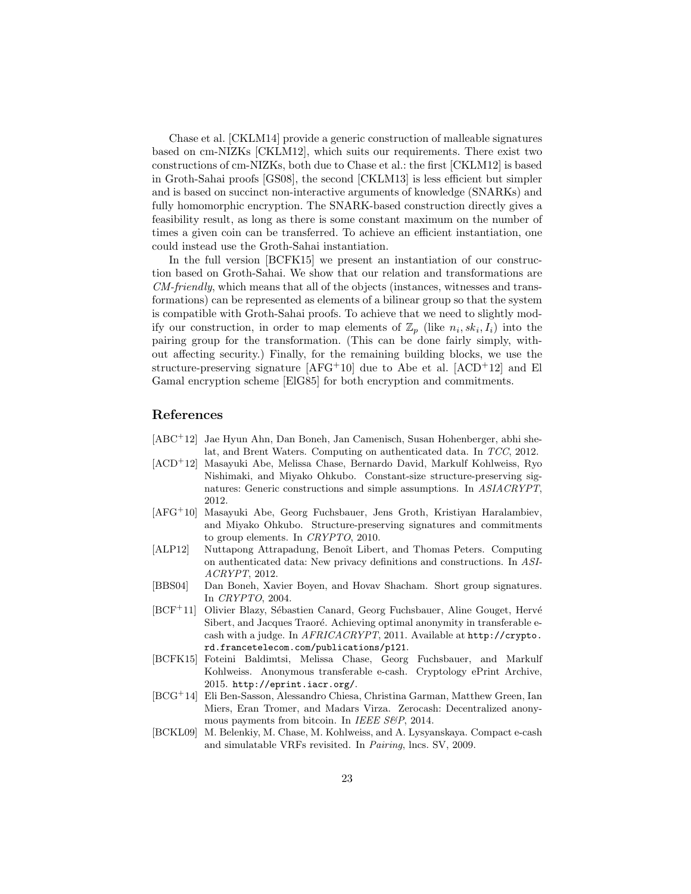Chase et al. [CKLM14] provide a generic construction of malleable signatures based on cm-NIZKs [CKLM12], which suits our requirements. There exist two constructions of cm-NIZKs, both due to Chase et al.: the first [CKLM12] is based in Groth-Sahai proofs [GS08], the second [CKLM13] is less efficient but simpler and is based on succinct non-interactive arguments of knowledge (SNARKs) and fully homomorphic encryption. The SNARK-based construction directly gives a feasibility result, as long as there is some constant maximum on the number of times a given coin can be transferred. To achieve an efficient instantiation, one could instead use the Groth-Sahai instantiation.

In the full version [BCFK15] we present an instantiation of our construction based on Groth-Sahai. We show that our relation and transformations are *CM-friendly*, which means that all of the objects (instances, witnesses and transformations) can be represented as elements of a bilinear group so that the system is compatible with Groth-Sahai proofs. To achieve that we need to slightly modify our construction, in order to map elements of $\mathbb{Z}_p$ (like $n_i, sk_i, I_i$) into the pairing group for the transformation. (This can be done fairly simply, without affecting security.) Finally, for the remaining building blocks, we use the structure-preserving signature [AFG+10] due to Abe et al. [ACD+12] and El Gamal encryption scheme [ElG85] for both encryption and commitments.

## References

- [ABC+12] Jae Hyun Ahn, Dan Boneh, Jan Camenisch, Susan Hohenberger, abhi shelat, and Brent Waters. Computing on authenticated data. In *TCC*, 2012.
- [ACD+12] Masayuki Abe, Melissa Chase, Bernardo David, Markulf Kohlweiss, Ryo Nishimaki, and Miyako Ohkubo. Constant-size structure-preserving signatures: Generic constructions and simple assumptions. In *ASIACRYPT*, 2012.
- [AFG+10] Masayuki Abe, Georg Fuchsbauer, Jens Groth, Kristiyan Haralambiev, and Miyako Ohkubo. Structure-preserving signatures and commitments to group elements. In *CRYPTO*, 2010.
- [ALP12] Nuttapong Attrapadung, Benoît Libert, and Thomas Peters. Computing on authenticated data: New privacy definitions and constructions. In *ASIACRYPT*, 2012.
- [BBS04] Dan Boneh, Xavier Boyen, and Hovav Shacham. Short group signatures. In *CRYPTO*, 2004.
- [BCF+11] Olivier Blazy, Sébastien Canard, Georg Fuchsbauer, Aline Gouget, Hervé Sibert, and Jacques Traoré. Achieving optimal anonymity in transferable e-cash with a judge. In *AFRICACRYPT*, 2011. Available at `http://crypto.rd.francetelecom.com/publications/p121`.
- [BCFK15] Foteini Baldimtsi, Melissa Chase, Georg Fuchsbauer, and Markulf Kohlweiss. Anonymous transferable e-cash. Cryptology ePrint Archive, 2015. `http://eprint.iacr.org/`.
- [BCG+14] Eli Ben-Sasson, Alessandro Chiesa, Christina Garman, Matthew Green, Ian Miers, Eran Tromer, and Madars Virza. Zerocash: Decentralized anonymous payments from bitcoin. In *IEEE S&P*, 2014.
- [BCKL09] M. Belenkiy, M. Chase, M. Kohlweiss, and A. Lysyanskaya. Compact e-cash and simulatable VRFs revisited. In *Pairing*, lncs. SV, 2009.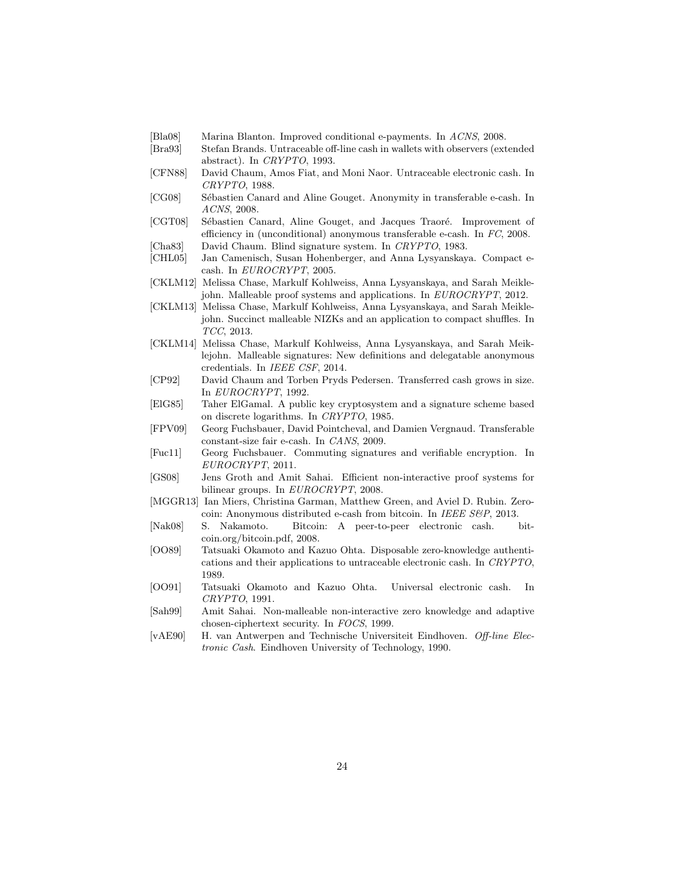[Bla08] Marina Blanton. Improved conditional e-payments. In *ACNS*, 2008.

[Bra93] Stefan Brands. Untraceable off-line cash in wallets with observers (extended abstract). In *CRYPTO*, 1993.

[CFN88] David Chaum, Amos Fiat, and Moni Naor. Untraceable electronic cash. In *CRYPTO*, 1988.

[CG08] Sébastien Canard and Aline Gouget. Anonymity in transferable e-cash. In *ACNS*, 2008.

[CGT08] Sébastien Canard, Aline Gouget, and Jacques Traoré. Improvement of efficiency in (unconditional) anonymous transferable e-cash. In *FC*, 2008.

[Cha83] David Chaum. Blind signature system. In *CRYPTO*, 1983.

[CHL05] Jan Camenisch, Susan Hohenberger, and Anna Lysyanskaya. Compact e-cash. In *EUROCRYPT*, 2005.

[CKLM12] Melissa Chase, Markulf Kohlweiss, Anna Lysyanskaya, and Sarah Meiklejohn. Malleable proof systems and applications. In *EUROCRYPT*, 2012.

[CKLM13] Melissa Chase, Markulf Kohlweiss, Anna Lysyanskaya, and Sarah Meiklejohn. Succinct malleable NIZKs and an application to compact shuffles. In *TCC*, 2013.

[CKLM14] Melissa Chase, Markulf Kohlweiss, Anna Lysyanskaya, and Sarah Meiklejohn. Malleable signatures: New definitions and delegatable anonymous credentials. In *IEEE CSF*, 2014.

[CP92] David Chaum and Torben Pryds Pedersen. Transferred cash grows in size. In *EUROCRYPT*, 1992.

[ElG85] Taher ElGamal. A public key cryptosystem and a signature scheme based on discrete logarithms. In *CRYPTO*, 1985.

[FPV09] Georg Fuchsbauer, David Pointcheval, and Damien Vergnaud. Transferable constant-size fair e-cash. In *CANS*, 2009.

[Fuc11] Georg Fuchsbauer. Commuting signatures and verifiable encryption. In *EUROCRYPT*, 2011.

[GS08] Jens Groth and Amit Sahai. Efficient non-interactive proof systems for bilinear groups. In *EUROCRYPT*, 2008.

[MGGR13] Ian Miers, Christina Garman, Matthew Green, and Aviel D. Rubin. Zerocoin: Anonymous distributed e-cash from bitcoin. In *IEEE S&P*, 2013.

[Nak08] S. Nakamoto. Bitcoin: A peer-to-peer electronic cash. bitcoin.org/bitcoin.pdf, 2008.

[OO89] Tatsuaki Okamoto and Kazuo Ohta. Disposable zero-knowledge authentications and their applications to untraceable electronic cash. In *CRYPTO*, 1989.

[OO91] Tatsuaki Okamoto and Kazuo Ohta. Universal electronic cash. In *CRYPTO*, 1991.

[Sah99] Amit Sahai. Non-malleable non-interactive zero knowledge and adaptive chosen-ciphertext security. In *FOCS*, 1999.

[vAE90] H. van Antwerpen and Technische Universiteit Eindhoven. *Off-line Electronic Cash*. Eindhoven University of Technology, 1990.